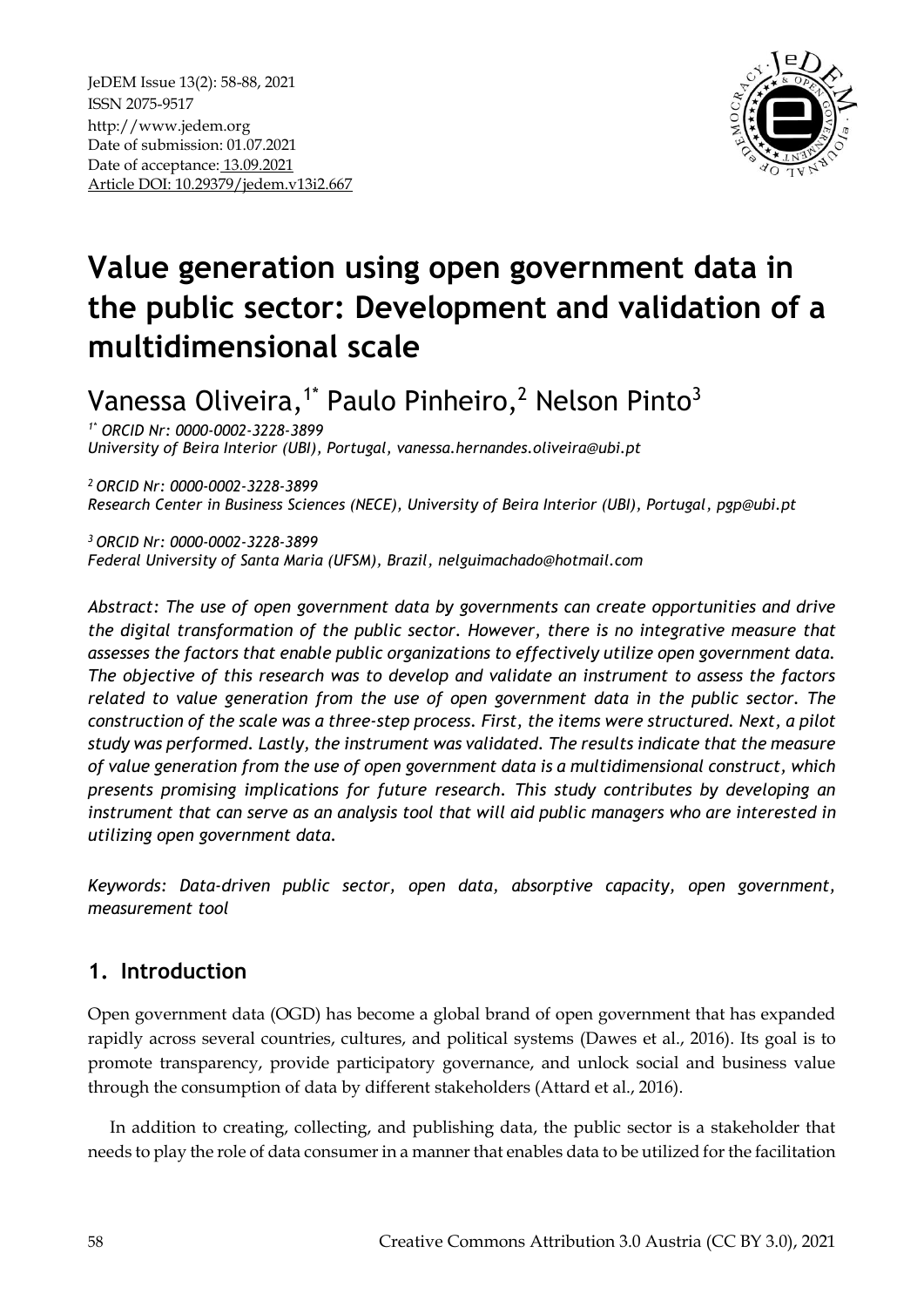JeDEM Issue 13(2): 58-88, 2021
ISSN 2075-9517
http://www.jedem.org
Date of submission: 01.07.2021
Date of acceptance: 13.09.2021
Article DOI: 10.29379/jedem.v13i2.667

# Value generation using open government data in the public sector: Development and validation of a multidimensional scale

Vanessa Oliveira,[1*] Paulo Pinheiro,[2] Nelson Pinto[3]

*[1*] ORCID Nr: 0000-0002-3228-3899*
*University of Beira Interior (UBI), Portugal, vanessa.hernandes.oliveira@ubi.pt*

*[2] ORCID Nr: 0000-0002-3228-3899*
*Research Center in Business Sciences (NECE), University of Beira Interior (UBI), Portugal, pgp@ubi.pt*

*[3] ORCID Nr: 0000-0002-3228-3899*
*Federal University of Santa Maria (UFSM), Brazil, nelguimachado@hotmail.com*

*Abstract: The use of open government data by governments can create opportunities and drive the digital transformation of the public sector. However, there is no integrative measure that assesses the factors that enable public organizations to effectively utilize open government data. The objective of this research was to develop and validate an instrument to assess the factors related to value generation from the use of open government data in the public sector. The construction of the scale was a three-step process. First, the items were structured. Next, a pilot study was performed. Lastly, the instrument was validated. The results indicate that the measure of value generation from the use of open government data is a multidimensional construct, which presents promising implications for future research. This study contributes by developing an instrument that can serve as an analysis tool that will aid public managers who are interested in utilizing open government data.*

*Keywords: Data-driven public sector, open data, absorptive capacity, open government, measurement tool*

## 1. Introduction

Open government data (OGD) has become a global brand of open government that has expanded rapidly across several countries, cultures, and political systems (Dawes et al., 2016). Its goal is to promote transparency, provide participatory governance, and unlock social and business value through the consumption of data by different stakeholders (Attard et al., 2016).

In addition to creating, collecting, and publishing data, the public sector is a stakeholder that needs to play the role of data consumer in a manner that enables data to be utilized for the facilitation

Creative Commons Attribution 3.0 Austria (CC BY 3.0), 2021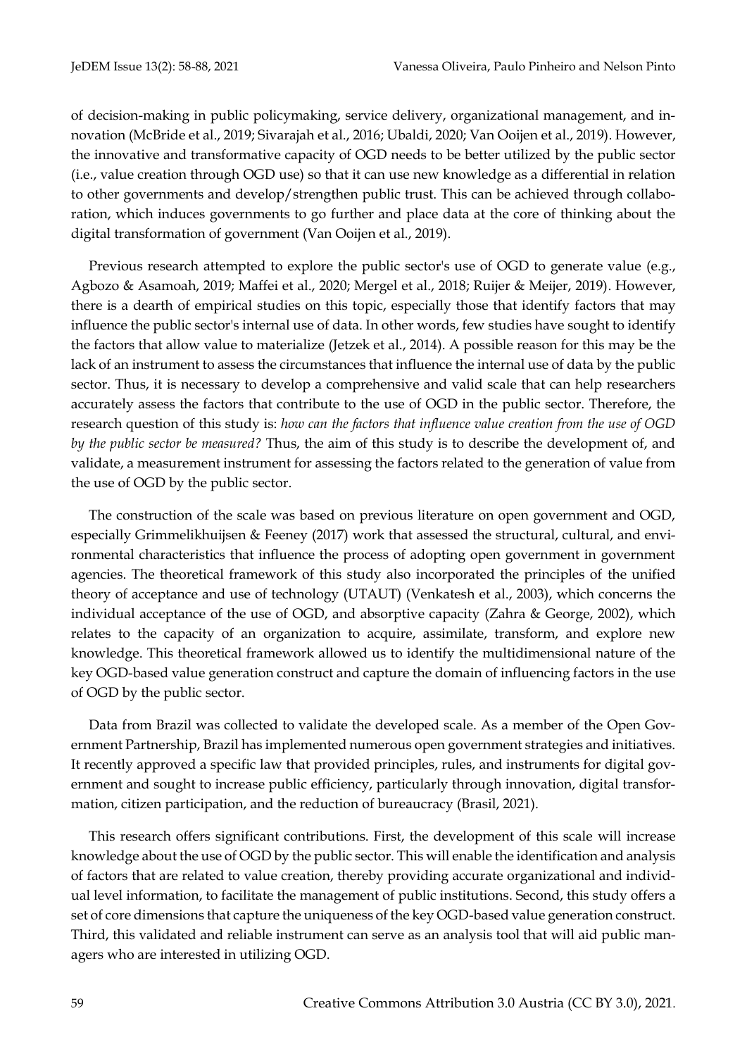of decision-making in public policymaking, service delivery, organizational management, and innovation (McBride et al., 2019; Sivarajah et al., 2016; Ubaldi, 2020; Van Ooijen et al., 2019). However, the innovative and transformative capacity of OGD needs to be better utilized by the public sector (i.e., value creation through OGD use) so that it can use new knowledge as a differential in relation to other governments and develop/strengthen public trust. This can be achieved through collaboration, which induces governments to go further and place data at the core of thinking about the digital transformation of government (Van Ooijen et al., 2019).

Previous research attempted to explore the public sector's use of OGD to generate value (e.g., Agbozo & Asamoah, 2019; Maffei et al., 2020; Mergel et al., 2018; Ruijer & Meijer, 2019). However, there is a dearth of empirical studies on this topic, especially those that identify factors that may influence the public sector's internal use of data. In other words, few studies have sought to identify the factors that allow value to materialize (Jetzek et al., 2014). A possible reason for this may be the lack of an instrument to assess the circumstances that influence the internal use of data by the public sector. Thus, it is necessary to develop a comprehensive and valid scale that can help researchers accurately assess the factors that contribute to the use of OGD in the public sector. Therefore, the research question of this study is: *how can the factors that influence value creation from the use of OGD by the public sector be measured?* Thus, the aim of this study is to describe the development of, and validate, a measurement instrument for assessing the factors related to the generation of value from the use of OGD by the public sector.

The construction of the scale was based on previous literature on open government and OGD, especially Grimmelikhuijsen & Feeney (2017) work that assessed the structural, cultural, and environmental characteristics that influence the process of adopting open government in government agencies. The theoretical framework of this study also incorporated the principles of the unified theory of acceptance and use of technology (UTAUT) (Venkatesh et al., 2003), which concerns the individual acceptance of the use of OGD, and absorptive capacity (Zahra & George, 2002), which relates to the capacity of an organization to acquire, assimilate, transform, and explore new knowledge. This theoretical framework allowed us to identify the multidimensional nature of the key OGD-based value generation construct and capture the domain of influencing factors in the use of OGD by the public sector.

Data from Brazil was collected to validate the developed scale. As a member of the Open Government Partnership, Brazil has implemented numerous open government strategies and initiatives. It recently approved a specific law that provided principles, rules, and instruments for digital government and sought to increase public efficiency, particularly through innovation, digital transformation, citizen participation, and the reduction of bureaucracy (Brasil, 2021).

This research offers significant contributions. First, the development of this scale will increase knowledge about the use of OGD by the public sector. This will enable the identification and analysis of factors that are related to value creation, thereby providing accurate organizational and individual level information, to facilitate the management of public institutions. Second, this study offers a set of core dimensions that capture the uniqueness of the key OGD-based value generation construct. Third, this validated and reliable instrument can serve as an analysis tool that will aid public managers who are interested in utilizing OGD.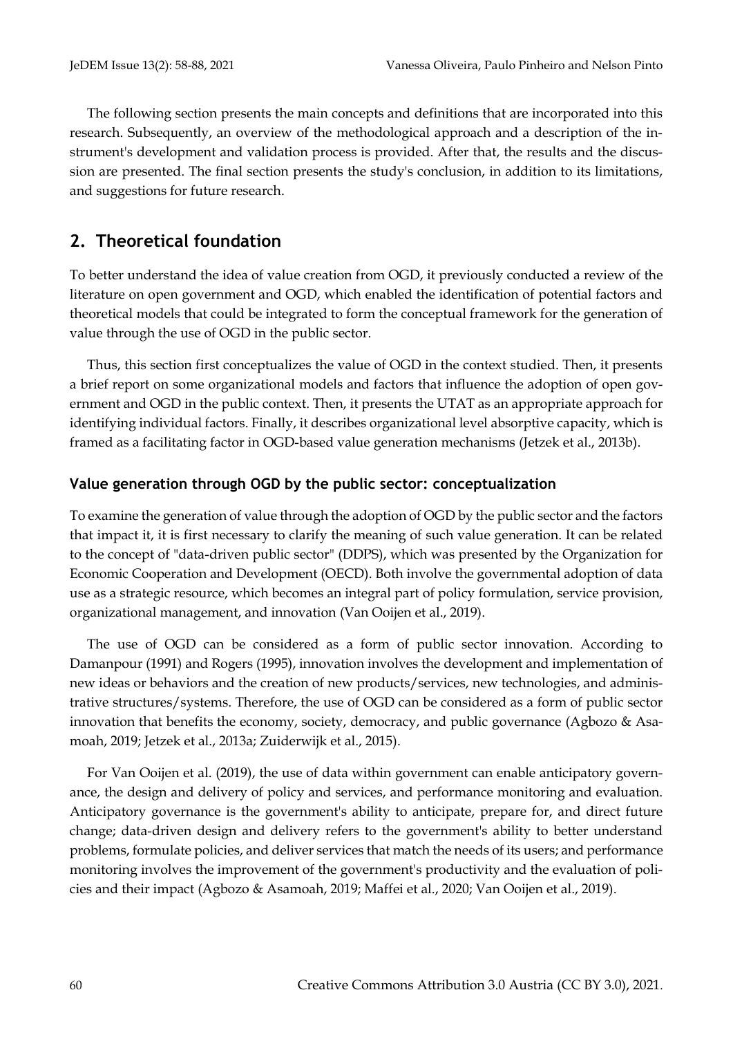The following section presents the main concepts and definitions that are incorporated into this research. Subsequently, an overview of the methodological approach and a description of the instrument's development and validation process is provided. After that, the results and the discussion are presented. The final section presents the study's conclusion, in addition to its limitations, and suggestions for future research.

## 2. Theoretical foundation

To better understand the idea of value creation from OGD, it previously conducted a review of the literature on open government and OGD, which enabled the identification of potential factors and theoretical models that could be integrated to form the conceptual framework for the generation of value through the use of OGD in the public sector.

Thus, this section first conceptualizes the value of OGD in the context studied. Then, it presents a brief report on some organizational models and factors that influence the adoption of open government and OGD in the public context. Then, it presents the UTAT as an appropriate approach for identifying individual factors. Finally, it describes organizational level absorptive capacity, which is framed as a facilitating factor in OGD-based value generation mechanisms (Jetzek et al., 2013b).

### Value generation through OGD by the public sector: conceptualization

To examine the generation of value through the adoption of OGD by the public sector and the factors that impact it, it is first necessary to clarify the meaning of such value generation. It can be related to the concept of "data-driven public sector" (DDPS), which was presented by the Organization for Economic Cooperation and Development (OECD). Both involve the governmental adoption of data use as a strategic resource, which becomes an integral part of policy formulation, service provision, organizational management, and innovation (Van Ooijen et al., 2019).

The use of OGD can be considered as a form of public sector innovation. According to Damanpour (1991) and Rogers (1995), innovation involves the development and implementation of new ideas or behaviors and the creation of new products/services, new technologies, and administrative structures/systems. Therefore, the use of OGD can be considered as a form of public sector innovation that benefits the economy, society, democracy, and public governance (Agbozo & Asamoah, 2019; Jetzek et al., 2013a; Zuiderwijk et al., 2015).

For Van Ooijen et al. (2019), the use of data within government can enable anticipatory governance, the design and delivery of policy and services, and performance monitoring and evaluation. Anticipatory governance is the government's ability to anticipate, prepare for, and direct future change; data-driven design and delivery refers to the government's ability to better understand problems, formulate policies, and deliver services that match the needs of its users; and performance monitoring involves the improvement of the government's productivity and the evaluation of policies and their impact (Agbozo & Asamoah, 2019; Maffei et al., 2020; Van Ooijen et al., 2019).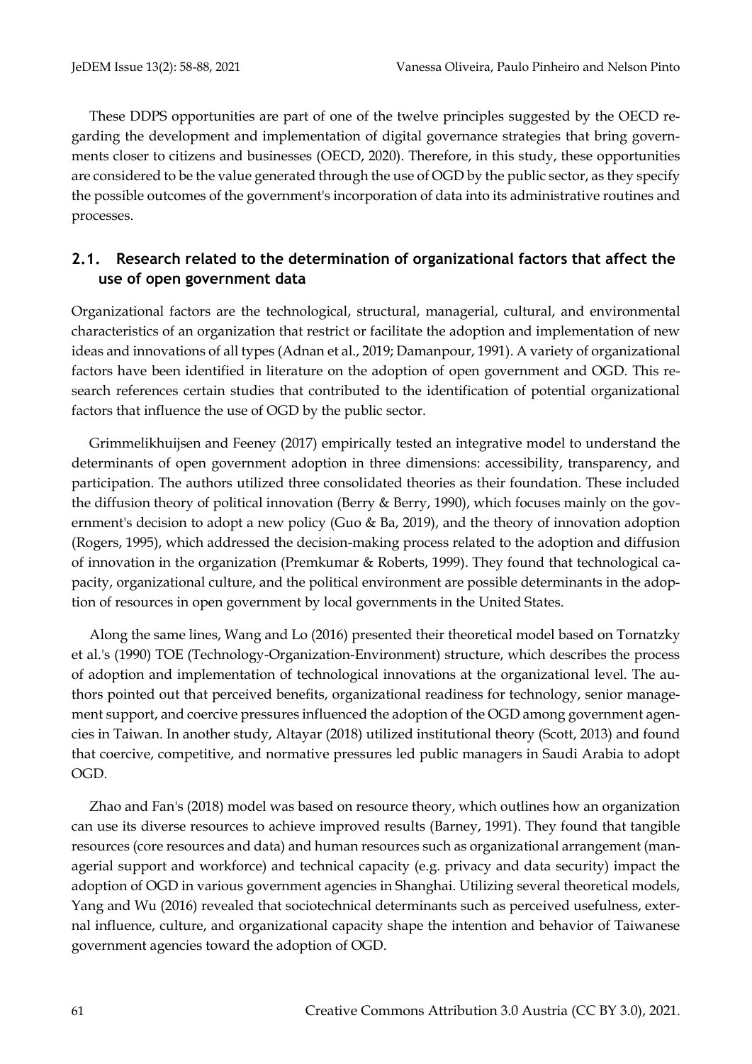These DDPS opportunities are part of one of the twelve principles suggested by the OECD regarding the development and implementation of digital governance strategies that bring governments closer to citizens and businesses (OECD, 2020). Therefore, in this study, these opportunities are considered to be the value generated through the use of OGD by the public sector, as they specify the possible outcomes of the government's incorporation of data into its administrative routines and processes.

## 2.1. Research related to the determination of organizational factors that affect the use of open government data

Organizational factors are the technological, structural, managerial, cultural, and environmental characteristics of an organization that restrict or facilitate the adoption and implementation of new ideas and innovations of all types (Adnan et al., 2019; Damanpour, 1991). A variety of organizational factors have been identified in literature on the adoption of open government and OGD. This research references certain studies that contributed to the identification of potential organizational factors that influence the use of OGD by the public sector.

Grimmelikhuijsen and Feeney (2017) empirically tested an integrative model to understand the determinants of open government adoption in three dimensions: accessibility, transparency, and participation. The authors utilized three consolidated theories as their foundation. These included the diffusion theory of political innovation (Berry & Berry, 1990), which focuses mainly on the government's decision to adopt a new policy (Guo & Ba, 2019), and the theory of innovation adoption (Rogers, 1995), which addressed the decision-making process related to the adoption and diffusion of innovation in the organization (Premkumar & Roberts, 1999). They found that technological capacity, organizational culture, and the political environment are possible determinants in the adoption of resources in open government by local governments in the United States.

Along the same lines, Wang and Lo (2016) presented their theoretical model based on Tornatzky et al.'s (1990) TOE (Technology-Organization-Environment) structure, which describes the process of adoption and implementation of technological innovations at the organizational level. The authors pointed out that perceived benefits, organizational readiness for technology, senior management support, and coercive pressures influenced the adoption of the OGD among government agencies in Taiwan. In another study, Altayar (2018) utilized institutional theory (Scott, 2013) and found that coercive, competitive, and normative pressures led public managers in Saudi Arabia to adopt OGD.

Zhao and Fan's (2018) model was based on resource theory, which outlines how an organization can use its diverse resources to achieve improved results (Barney, 1991). They found that tangible resources (core resources and data) and human resources such as organizational arrangement (managerial support and workforce) and technical capacity (e.g. privacy and data security) impact the adoption of OGD in various government agencies in Shanghai. Utilizing several theoretical models, Yang and Wu (2016) revealed that sociotechnical determinants such as perceived usefulness, external influence, culture, and organizational capacity shape the intention and behavior of Taiwanese government agencies toward the adoption of OGD.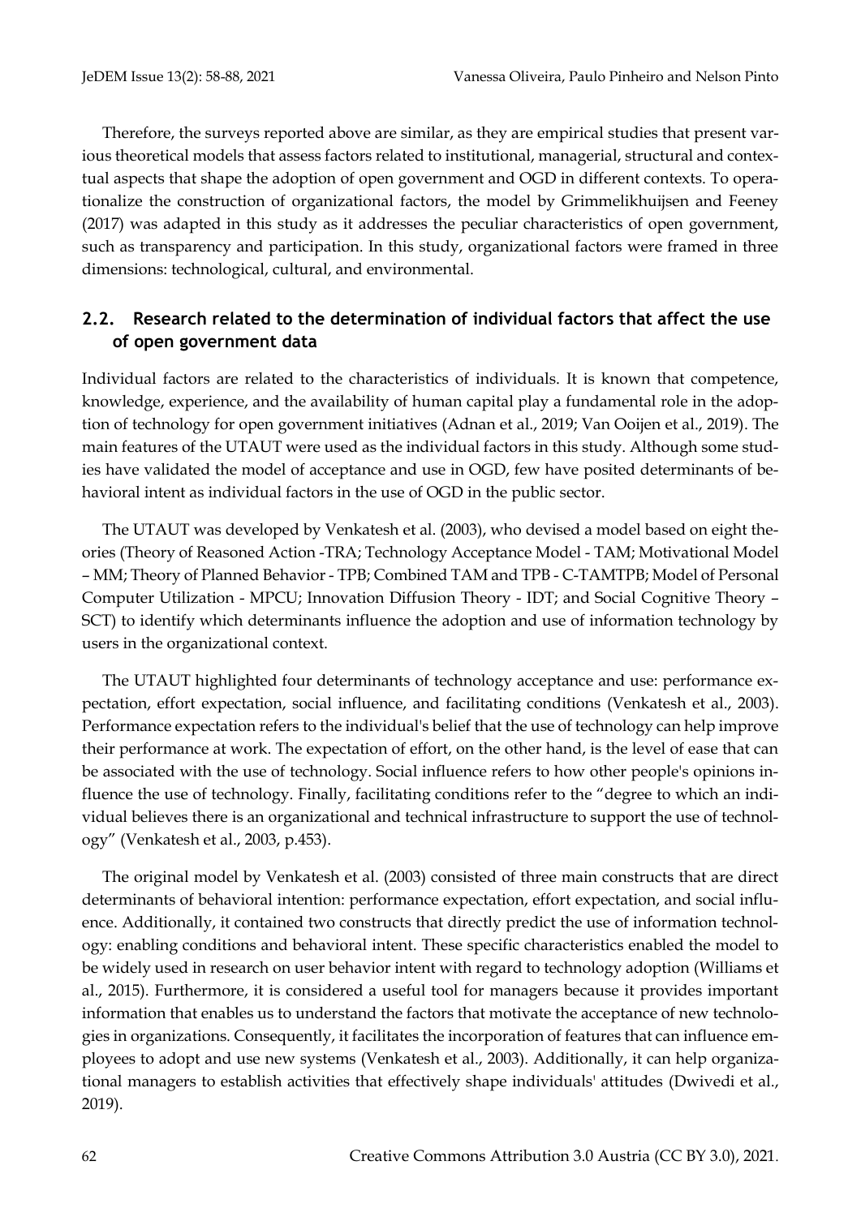Therefore, the surveys reported above are similar, as they are empirical studies that present various theoretical models that assess factors related to institutional, managerial, structural and contextual aspects that shape the adoption of open government and OGD in different contexts. To operationalize the construction of organizational factors, the model by Grimmelikhuijsen and Feeney (2017) was adapted in this study as it addresses the peculiar characteristics of open government, such as transparency and participation. In this study, organizational factors were framed in three dimensions: technological, cultural, and environmental.

## 2.2. Research related to the determination of individual factors that affect the use of open government data

Individual factors are related to the characteristics of individuals. It is known that competence, knowledge, experience, and the availability of human capital play a fundamental role in the adoption of technology for open government initiatives (Adnan et al., 2019; Van Ooijen et al., 2019). The main features of the UTAUT were used as the individual factors in this study. Although some studies have validated the model of acceptance and use in OGD, few have posited determinants of behavioral intent as individual factors in the use of OGD in the public sector.

The UTAUT was developed by Venkatesh et al. (2003), who devised a model based on eight theories (Theory of Reasoned Action -TRA; Technology Acceptance Model - TAM; Motivational Model – MM; Theory of Planned Behavior - TPB; Combined TAM and TPB - C-TAMTPB; Model of Personal Computer Utilization - MPCU; Innovation Diffusion Theory - IDT; and Social Cognitive Theory – SCT) to identify which determinants influence the adoption and use of information technology by users in the organizational context.

The UTAUT highlighted four determinants of technology acceptance and use: performance expectation, effort expectation, social influence, and facilitating conditions (Venkatesh et al., 2003). Performance expectation refers to the individual's belief that the use of technology can help improve their performance at work. The expectation of effort, on the other hand, is the level of ease that can be associated with the use of technology. Social influence refers to how other people's opinions influence the use of technology. Finally, facilitating conditions refer to the "degree to which an individual believes there is an organizational and technical infrastructure to support the use of technology" (Venkatesh et al., 2003, p.453).

The original model by Venkatesh et al. (2003) consisted of three main constructs that are direct determinants of behavioral intention: performance expectation, effort expectation, and social influence. Additionally, it contained two constructs that directly predict the use of information technology: enabling conditions and behavioral intent. These specific characteristics enabled the model to be widely used in research on user behavior intent with regard to technology adoption (Williams et al., 2015). Furthermore, it is considered a useful tool for managers because it provides important information that enables us to understand the factors that motivate the acceptance of new technologies in organizations. Consequently, it facilitates the incorporation of features that can influence employees to adopt and use new systems (Venkatesh et al., 2003). Additionally, it can help organizational managers to establish activities that effectively shape individuals' attitudes (Dwivedi et al., 2019).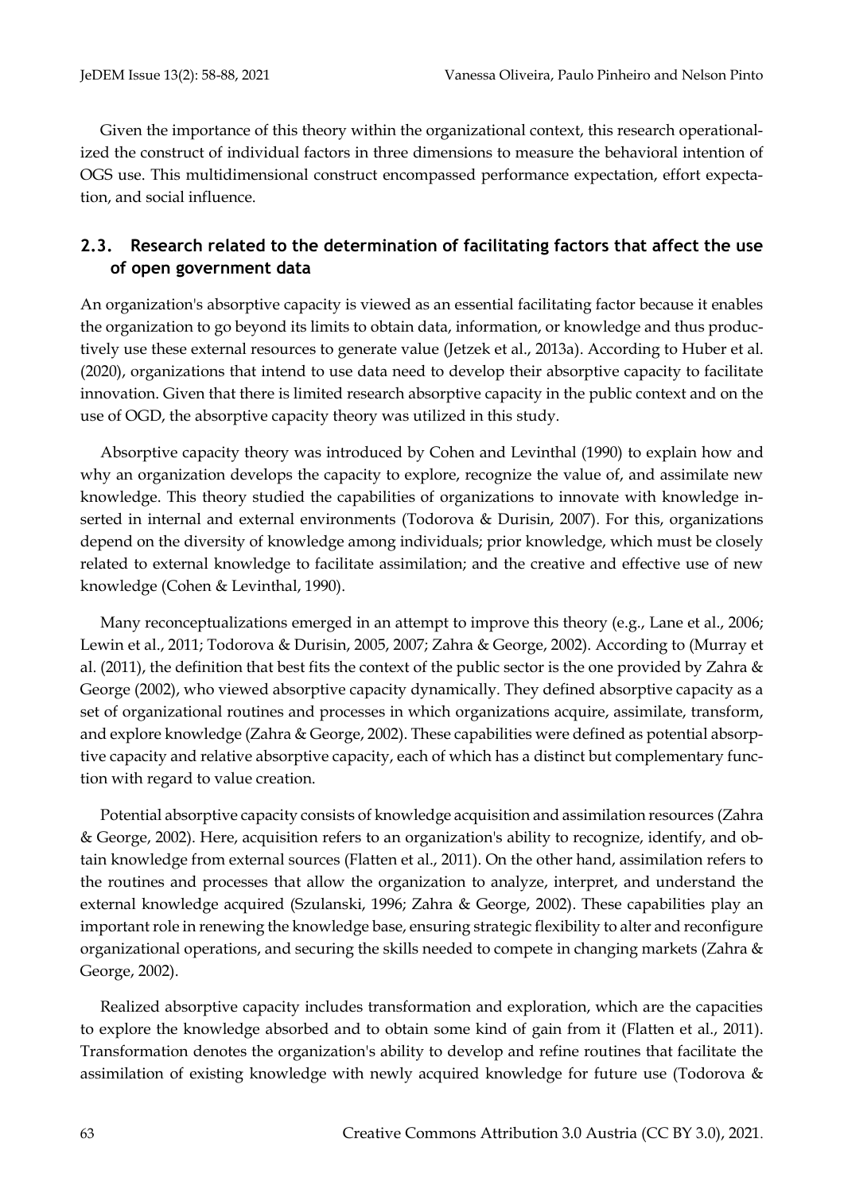Given the importance of this theory within the organizational context, this research operationalized the construct of individual factors in three dimensions to measure the behavioral intention of OGS use. This multidimensional construct encompassed performance expectation, effort expectation, and social influence.

## 2.3. Research related to the determination of facilitating factors that affect the use of open government data

An organization's absorptive capacity is viewed as an essential facilitating factor because it enables the organization to go beyond its limits to obtain data, information, or knowledge and thus productively use these external resources to generate value (Jetzek et al., 2013a). According to Huber et al. (2020), organizations that intend to use data need to develop their absorptive capacity to facilitate innovation. Given that there is limited research absorptive capacity in the public context and on the use of OGD, the absorptive capacity theory was utilized in this study.

Absorptive capacity theory was introduced by Cohen and Levinthal (1990) to explain how and why an organization develops the capacity to explore, recognize the value of, and assimilate new knowledge. This theory studied the capabilities of organizations to innovate with knowledge inserted in internal and external environments (Todorova & Durisin, 2007). For this, organizations depend on the diversity of knowledge among individuals; prior knowledge, which must be closely related to external knowledge to facilitate assimilation; and the creative and effective use of new knowledge (Cohen & Levinthal, 1990).

Many reconceptualizations emerged in an attempt to improve this theory (e.g., Lane et al., 2006; Lewin et al., 2011; Todorova & Durisin, 2005, 2007; Zahra & George, 2002). According to (Murray et al. (2011), the definition that best fits the context of the public sector is the one provided by Zahra & George (2002), who viewed absorptive capacity dynamically. They defined absorptive capacity as a set of organizational routines and processes in which organizations acquire, assimilate, transform, and explore knowledge (Zahra & George, 2002). These capabilities were defined as potential absorptive capacity and relative absorptive capacity, each of which has a distinct but complementary function with regard to value creation.

Potential absorptive capacity consists of knowledge acquisition and assimilation resources (Zahra & George, 2002). Here, acquisition refers to an organization's ability to recognize, identify, and obtain knowledge from external sources (Flatten et al., 2011). On the other hand, assimilation refers to the routines and processes that allow the organization to analyze, interpret, and understand the external knowledge acquired (Szulanski, 1996; Zahra & George, 2002). These capabilities play an important role in renewing the knowledge base, ensuring strategic flexibility to alter and reconfigure organizational operations, and securing the skills needed to compete in changing markets (Zahra & George, 2002).

Realized absorptive capacity includes transformation and exploration, which are the capacities to explore the knowledge absorbed and to obtain some kind of gain from it (Flatten et al., 2011). Transformation denotes the organization's ability to develop and refine routines that facilitate the assimilation of existing knowledge with newly acquired knowledge for future use (Todorova &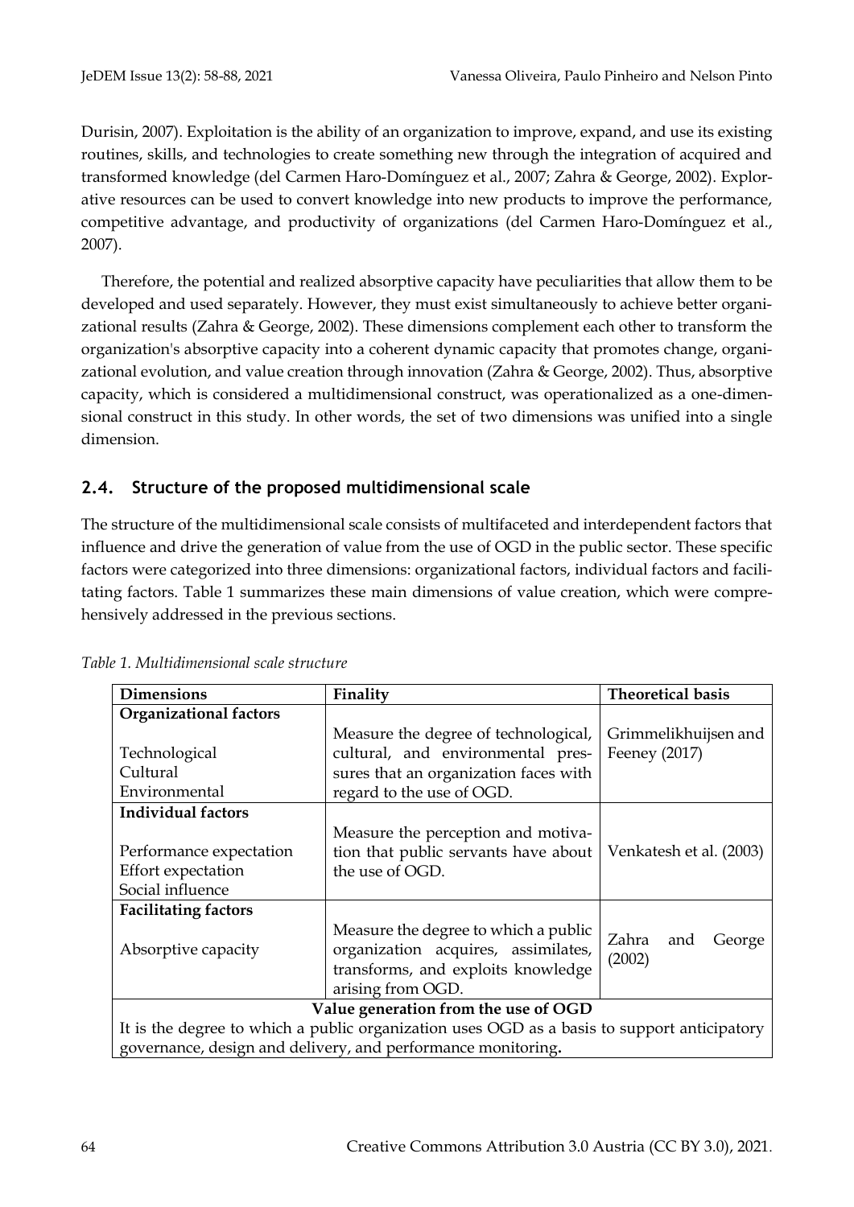Durisin, 2007). Exploitation is the ability of an organization to improve, expand, and use its existing routines, skills, and technologies to create something new through the integration of acquired and transformed knowledge (del Carmen Haro-Domínguez et al., 2007; Zahra & George, 2002). Explorative resources can be used to convert knowledge into new products to improve the performance, competitive advantage, and productivity of organizations (del Carmen Haro-Domínguez et al., 2007).

Therefore, the potential and realized absorptive capacity have peculiarities that allow them to be developed and used separately. However, they must exist simultaneously to achieve better organizational results (Zahra & George, 2002). These dimensions complement each other to transform the organization's absorptive capacity into a coherent dynamic capacity that promotes change, organizational evolution, and value creation through innovation (Zahra & George, 2002). Thus, absorptive capacity, which is considered a multidimensional construct, was operationalized as a one-dimensional construct in this study. In other words, the set of two dimensions was unified into a single dimension.

## 2.4. Structure of the proposed multidimensional scale

The structure of the multidimensional scale consists of multifaceted and interdependent factors that influence and drive the generation of value from the use of OGD in the public sector. These specific factors were categorized into three dimensions: organizational factors, individual factors and facilitating factors. Table 1 summarizes these main dimensions of value creation, which were comprehensively addressed in the previous sections.

*Table 1. Multidimensional scale structure*

| Dimensions | Finality | Theoretical basis |
|---|---|---|
| **Organizational factors**<br><br>Technological<br>Cultural<br>Environmental | Measure the degree of technological, cultural, and environmental pressures that an organization faces with regard to the use of OGD. | Grimmelikhuijsen and Feeney (2017) |
| **Individual factors**<br><br>Performance expectation<br>Effort expectation<br>Social influence | Measure the perception and motivation that public servants have about the use of OGD. | Venkatesh et al. (2003) |
| **Facilitating factors**<br><br>Absorptive capacity | Measure the degree to which a public organization acquires, assimilates, transforms, and exploits knowledge arising from OGD. | Zahra and George (2002) |
| **Value generation from the use of OGD**<br>It is the degree to which a public organization uses OGD as a basis to support anticipatory governance, design and delivery, and performance monitoring. | | |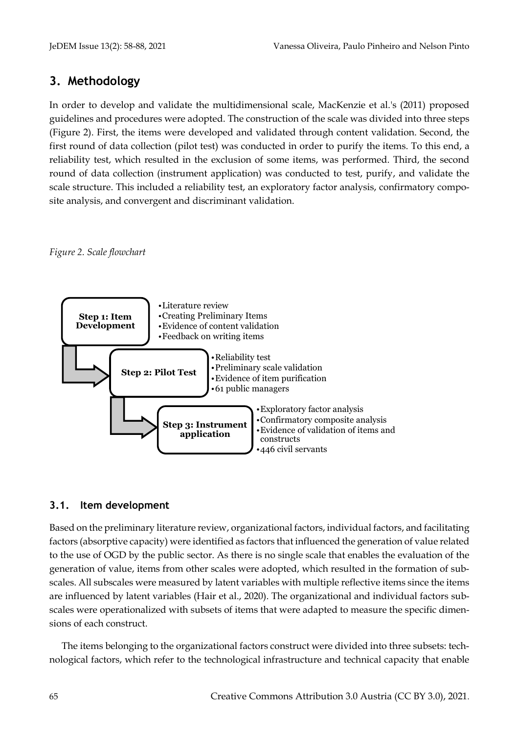## 3. Methodology

In order to develop and validate the multidimensional scale, MacKenzie et al.'s (2011) proposed guidelines and procedures were adopted. The construction of the scale was divided into three steps (Figure 2). First, the items were developed and validated through content validation. Second, the first round of data collection (pilot test) was conducted in order to purify the items. To this end, a reliability test, which resulted in the exclusion of some items, was performed. Third, the second round of data collection (instrument application) was conducted to test, purify, and validate the scale structure. This included a reliability test, an exploratory factor analysis, confirmatory composite analysis, and convergent and discriminant validation.

*Figure 2. Scale flowchart*

**Step 1: Item Development**
- Literature review
- Creating Preliminary Items
- Evidence of content validation
- Feedback on writing items

**Step 2: Pilot Test**
- Reliability test
- Preliminary scale validation
- Evidence of item purification
- 61 public managers

**Step 3: Instrument application**
- Exploratory factor analysis
- Confirmatory composite analysis
- Evidence of validation of items and constructs
- 446 civil servants

### 3.1. Item development

Based on the preliminary literature review, organizational factors, individual factors, and facilitating factors (absorptive capacity) were identified as factors that influenced the generation of value related to the use of OGD by the public sector. As there is no single scale that enables the evaluation of the generation of value, items from other scales were adopted, which resulted in the formation of subscales. All subscales were measured by latent variables with multiple reflective items since the items are influenced by latent variables (Hair et al., 2020). The organizational and individual factors subscales were operationalized with subsets of items that were adapted to measure the specific dimensions of each construct.

The items belonging to the organizational factors construct were divided into three subsets: technological factors, which refer to the technological infrastructure and technical capacity that enable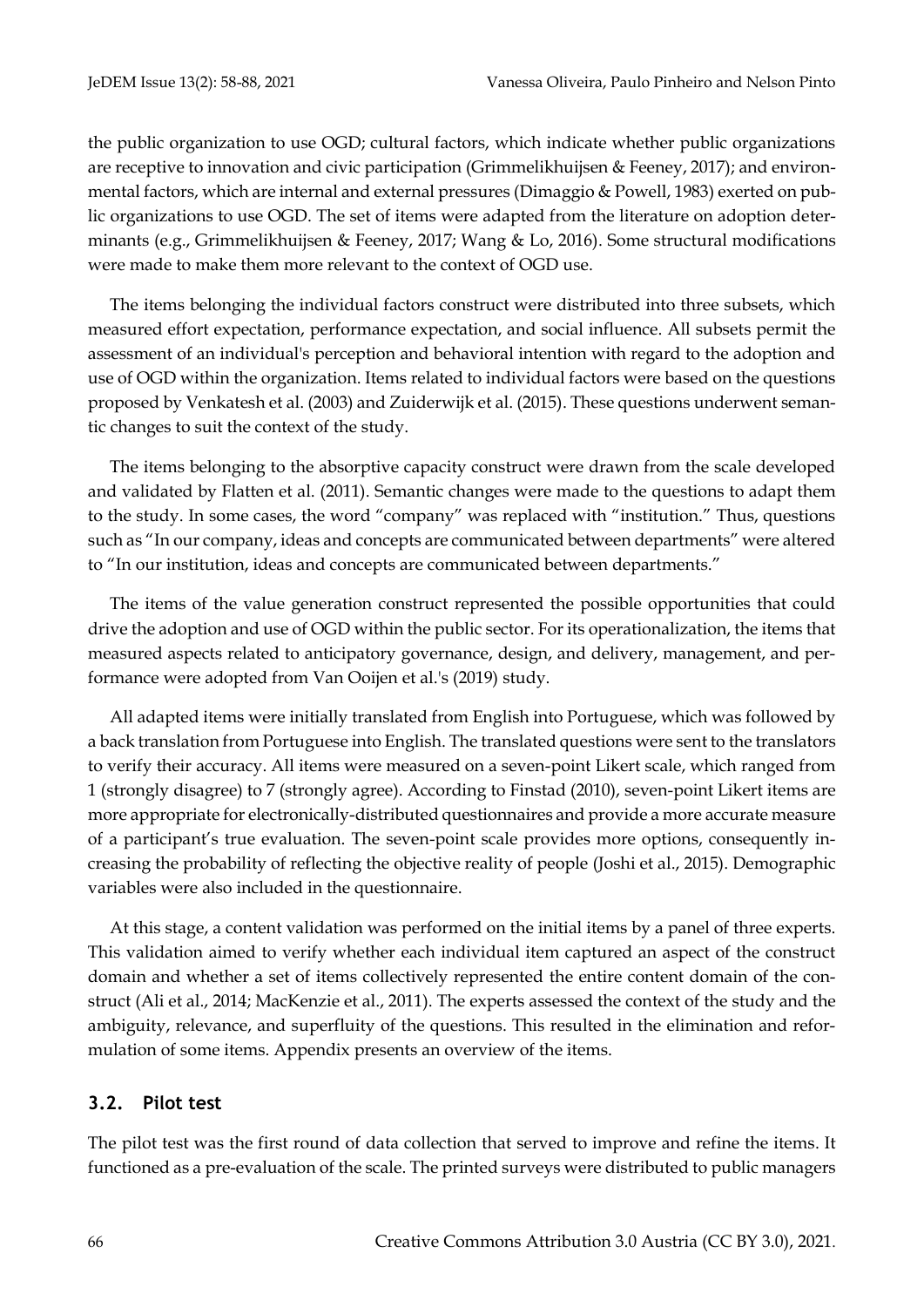the public organization to use OGD; cultural factors, which indicate whether public organizations are receptive to innovation and civic participation (Grimmelikhuijsen & Feeney, 2017); and environmental factors, which are internal and external pressures (Dimaggio & Powell, 1983) exerted on public organizations to use OGD. The set of items were adapted from the literature on adoption determinants (e.g., Grimmelikhuijsen & Feeney, 2017; Wang & Lo, 2016). Some structural modifications were made to make them more relevant to the context of OGD use.

The items belonging the individual factors construct were distributed into three subsets, which measured effort expectation, performance expectation, and social influence. All subsets permit the assessment of an individual's perception and behavioral intention with regard to the adoption and use of OGD within the organization. Items related to individual factors were based on the questions proposed by Venkatesh et al. (2003) and Zuiderwijk et al. (2015). These questions underwent semantic changes to suit the context of the study.

The items belonging to the absorptive capacity construct were drawn from the scale developed and validated by Flatten et al. (2011). Semantic changes were made to the questions to adapt them to the study. In some cases, the word "company" was replaced with "institution." Thus, questions such as "In our company, ideas and concepts are communicated between departments" were altered to "In our institution, ideas and concepts are communicated between departments."

The items of the value generation construct represented the possible opportunities that could drive the adoption and use of OGD within the public sector. For its operationalization, the items that measured aspects related to anticipatory governance, design, and delivery, management, and performance were adopted from Van Ooijen et al.'s (2019) study.

All adapted items were initially translated from English into Portuguese, which was followed by a back translation from Portuguese into English. The translated questions were sent to the translators to verify their accuracy. All items were measured on a seven-point Likert scale, which ranged from 1 (strongly disagree) to 7 (strongly agree). According to Finstad (2010), seven-point Likert items are more appropriate for electronically-distributed questionnaires and provide a more accurate measure of a participant's true evaluation. The seven-point scale provides more options, consequently increasing the probability of reflecting the objective reality of people (Joshi et al., 2015). Demographic variables were also included in the questionnaire.

At this stage, a content validation was performed on the initial items by a panel of three experts. This validation aimed to verify whether each individual item captured an aspect of the construct domain and whether a set of items collectively represented the entire content domain of the construct (Ali et al., 2014; MacKenzie et al., 2011). The experts assessed the context of the study and the ambiguity, relevance, and superfluity of the questions. This resulted in the elimination and reformulation of some items. Appendix presents an overview of the items.

## 3.2. Pilot test

The pilot test was the first round of data collection that served to improve and refine the items. It functioned as a pre-evaluation of the scale. The printed surveys were distributed to public managers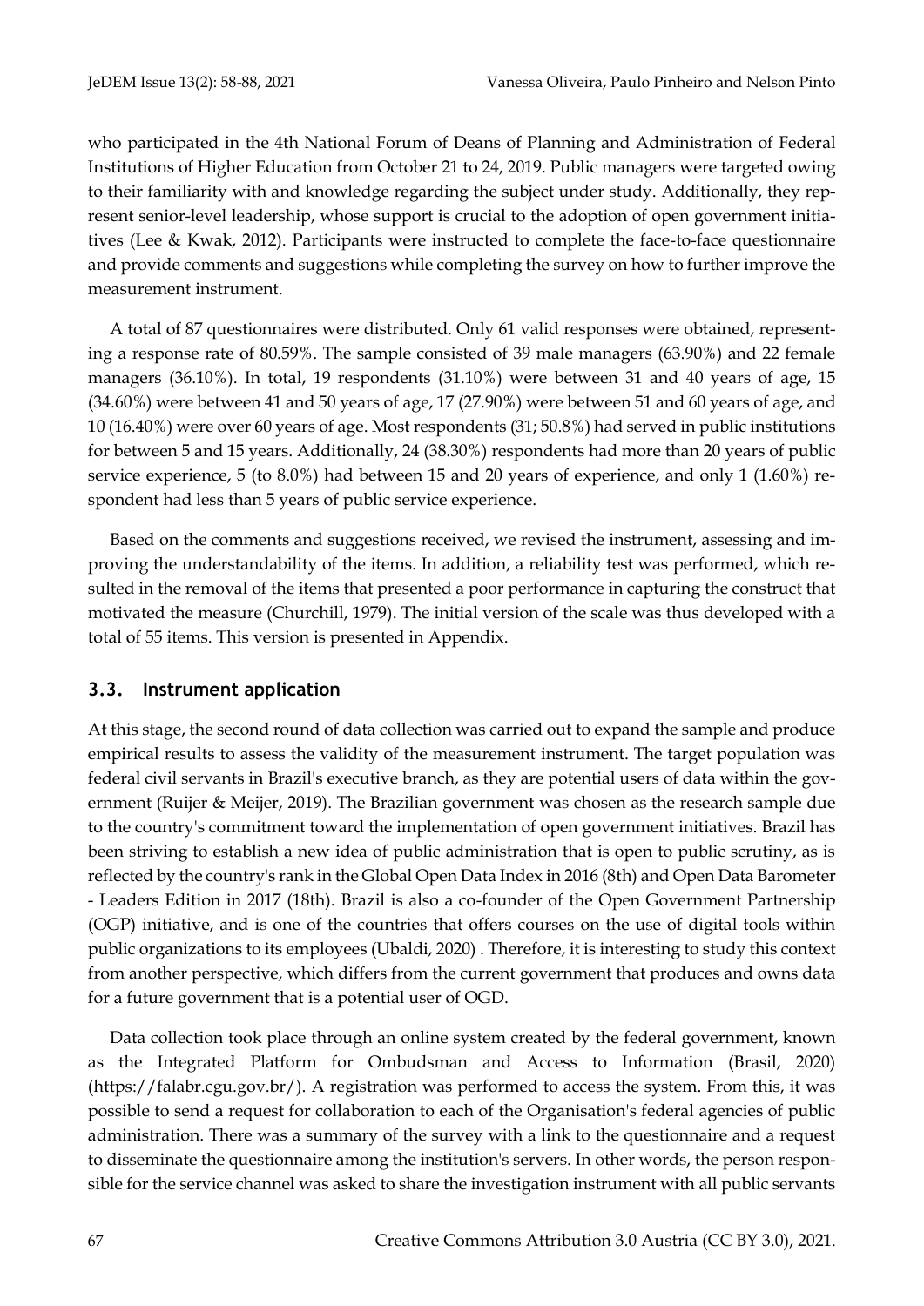who participated in the 4th National Forum of Deans of Planning and Administration of Federal Institutions of Higher Education from October 21 to 24, 2019. Public managers were targeted owing to their familiarity with and knowledge regarding the subject under study. Additionally, they represent senior-level leadership, whose support is crucial to the adoption of open government initiatives (Lee & Kwak, 2012). Participants were instructed to complete the face-to-face questionnaire and provide comments and suggestions while completing the survey on how to further improve the measurement instrument.

A total of 87 questionnaires were distributed. Only 61 valid responses were obtained, representing a response rate of 80.59%. The sample consisted of 39 male managers (63.90%) and 22 female managers (36.10%). In total, 19 respondents (31.10%) were between 31 and 40 years of age, 15 (34.60%) were between 41 and 50 years of age, 17 (27.90%) were between 51 and 60 years of age, and 10 (16.40%) were over 60 years of age. Most respondents (31; 50.8%) had served in public institutions for between 5 and 15 years. Additionally, 24 (38.30%) respondents had more than 20 years of public service experience, 5 (to 8.0%) had between 15 and 20 years of experience, and only 1 (1.60%) respondent had less than 5 years of public service experience.

Based on the comments and suggestions received, we revised the instrument, assessing and improving the understandability of the items. In addition, a reliability test was performed, which resulted in the removal of the items that presented a poor performance in capturing the construct that motivated the measure (Churchill, 1979). The initial version of the scale was thus developed with a total of 55 items. This version is presented in Appendix.

### 3.3. Instrument application

At this stage, the second round of data collection was carried out to expand the sample and produce empirical results to assess the validity of the measurement instrument. The target population was federal civil servants in Brazil's executive branch, as they are potential users of data within the government (Ruijer & Meijer, 2019). The Brazilian government was chosen as the research sample due to the country's commitment toward the implementation of open government initiatives. Brazil has been striving to establish a new idea of public administration that is open to public scrutiny, as is reflected by the country's rank in the Global Open Data Index in 2016 (8th) and Open Data Barometer - Leaders Edition in 2017 (18th). Brazil is also a co-founder of the Open Government Partnership (OGP) initiative, and is one of the countries that offers courses on the use of digital tools within public organizations to its employees (Ubaldi, 2020) . Therefore, it is interesting to study this context from another perspective, which differs from the current government that produces and owns data for a future government that is a potential user of OGD.

Data collection took place through an online system created by the federal government, known as the Integrated Platform for Ombudsman and Access to Information (Brasil, 2020) (https://falabr.cgu.gov.br/). A registration was performed to access the system. From this, it was possible to send a request for collaboration to each of the Organisation's federal agencies of public administration. There was a summary of the survey with a link to the questionnaire and a request to disseminate the questionnaire among the institution's servers. In other words, the person responsible for the service channel was asked to share the investigation instrument with all public servants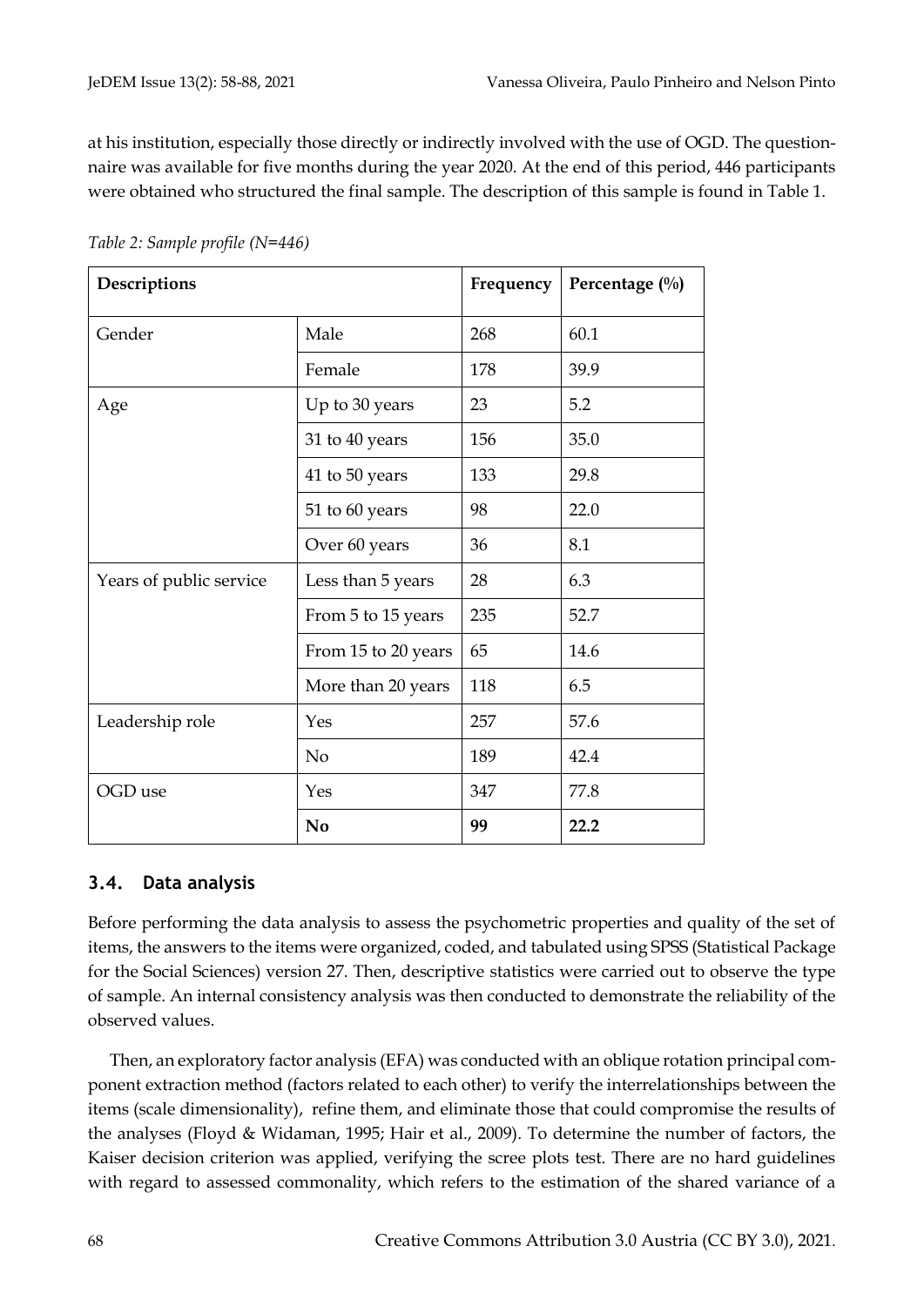at his institution, especially those directly or indirectly involved with the use of OGD. The questionnaire was available for five months during the year 2020. At the end of this period, 446 participants were obtained who structured the final sample. The description of this sample is found in Table 1.

*Table 2: Sample profile (N=446)*

| **Descriptions** | | **Frequency** | **Percentage (%)** |
|---|---|---|---|
| Gender | Male | 268 | 60.1 |
| | Female | 178 | 39.9 |
| Age | Up to 30 years | 23 | 5.2 |
| | 31 to 40 years | 156 | 35.0 |
| | 41 to 50 years | 133 | 29.8 |
| | 51 to 60 years | 98 | 22.0 |
| | Over 60 years | 36 | 8.1 |
| Years of public service | Less than 5 years | 28 | 6.3 |
| | From 5 to 15 years | 235 | 52.7 |
| | From 15 to 20 years | 65 | 14.6 |
| | More than 20 years | 118 | 6.5 |
| Leadership role | Yes | 257 | 57.6 |
| | No | 189 | 42.4 |
| OGD use | Yes | 347 | 77.8 |
| | **No** | **99** | **22.2** |

### 3.4. Data analysis

Before performing the data analysis to assess the psychometric properties and quality of the set of items, the answers to the items were organized, coded, and tabulated using SPSS (Statistical Package for the Social Sciences) version 27. Then, descriptive statistics were carried out to observe the type of sample. An internal consistency analysis was then conducted to demonstrate the reliability of the observed values.

Then, an exploratory factor analysis (EFA) was conducted with an oblique rotation principal component extraction method (factors related to each other) to verify the interrelationships between the items (scale dimensionality), refine them, and eliminate those that could compromise the results of the analyses (Floyd & Widaman, 1995; Hair et al., 2009). To determine the number of factors, the Kaiser decision criterion was applied, verifying the scree plots test. There are no hard guidelines with regard to assessed commonality, which refers to the estimation of the shared variance of a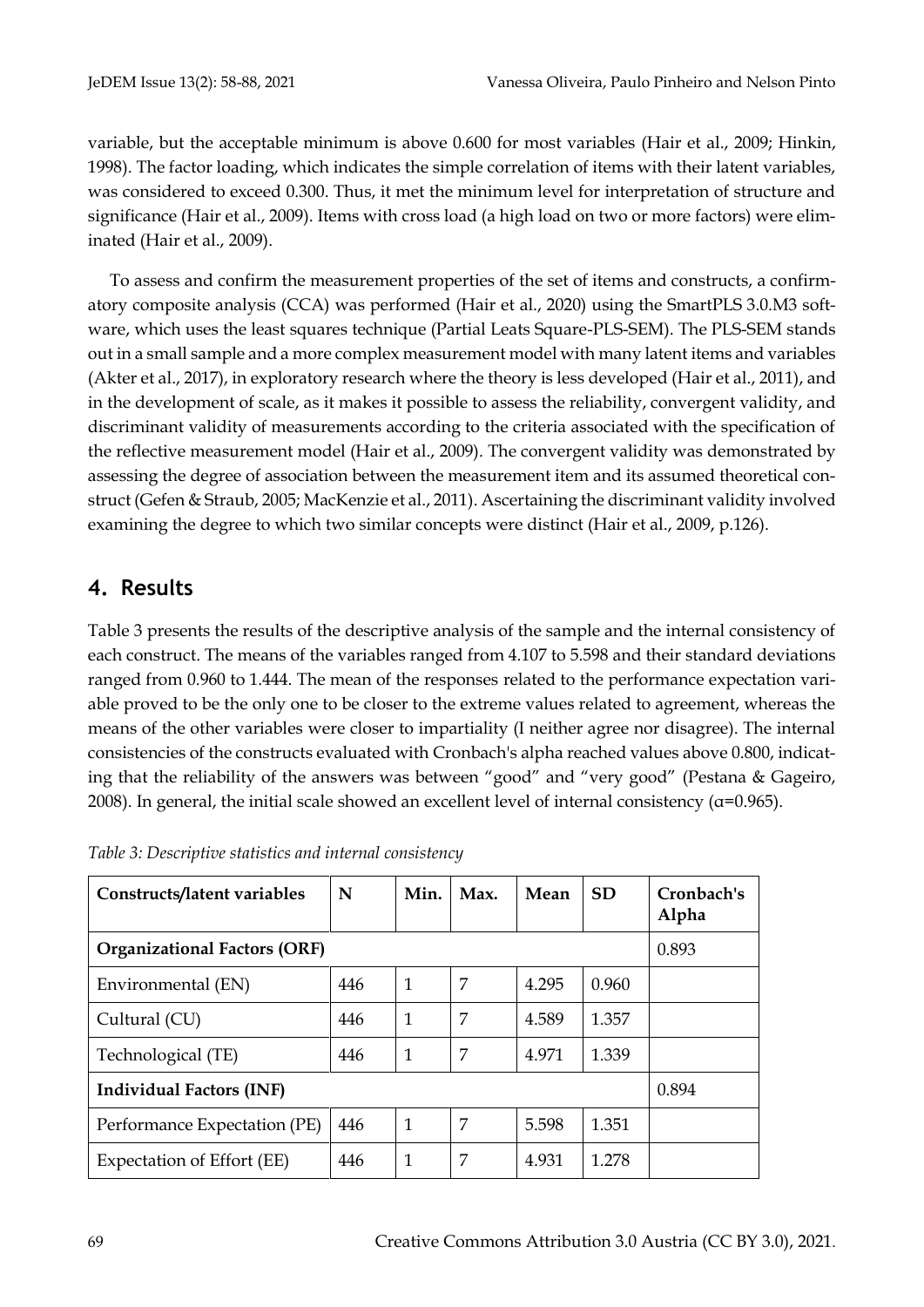variable, but the acceptable minimum is above 0.600 for most variables (Hair et al., 2009; Hinkin, 1998). The factor loading, which indicates the simple correlation of items with their latent variables, was considered to exceed 0.300. Thus, it met the minimum level for interpretation of structure and significance (Hair et al., 2009). Items with cross load (a high load on two or more factors) were eliminated (Hair et al., 2009).

To assess and confirm the measurement properties of the set of items and constructs, a confirmatory composite analysis (CCA) was performed (Hair et al., 2020) using the SmartPLS 3.0.M3 software, which uses the least squares technique (Partial Leats Square-PLS-SEM). The PLS-SEM stands out in a small sample and a more complex measurement model with many latent items and variables (Akter et al., 2017), in exploratory research where the theory is less developed (Hair et al., 2011), and in the development of scale, as it makes it possible to assess the reliability, convergent validity, and discriminant validity of measurements according to the criteria associated with the specification of the reflective measurement model (Hair et al., 2009). The convergent validity was demonstrated by assessing the degree of association between the measurement item and its assumed theoretical construct (Gefen & Straub, 2005; MacKenzie et al., 2011). Ascertaining the discriminant validity involved examining the degree to which two similar concepts were distinct (Hair et al., 2009, p.126).

## 4. Results

Table 3 presents the results of the descriptive analysis of the sample and the internal consistency of each construct. The means of the variables ranged from 4.107 to 5.598 and their standard deviations ranged from 0.960 to 1.444. The mean of the responses related to the performance expectation variable proved to be the only one to be closer to the extreme values related to agreement, whereas the means of the other variables were closer to impartiality (I neither agree nor disagree). The internal consistencies of the constructs evaluated with Cronbach's alpha reached values above 0.800, indicating that the reliability of the answers was between "good" and "very good" (Pestana & Gageiro, 2008). In general, the initial scale showed an excellent level of internal consistency (α=0.965).

*Table 3: Descriptive statistics and internal consistency*

| Constructs/latent variables | N | Min. | Max. | Mean | SD | Cronbach's Alpha |
|---|---|---|---|---|---|---|
| **Organizational Factors (ORF)** | | | | | | 0.893 |
| Environmental (EN) | 446 | 1 | 7 | 4.295 | 0.960 | |
| Cultural (CU) | 446 | 1 | 7 | 4.589 | 1.357 | |
| Technological (TE) | 446 | 1 | 7 | 4.971 | 1.339 | |
| **Individual Factors (INF)** | | | | | | 0.894 |
| Performance Expectation (PE) | 446 | 1 | 7 | 5.598 | 1.351 | |
| Expectation of Effort (EE) | 446 | 1 | 7 | 4.931 | 1.278 | |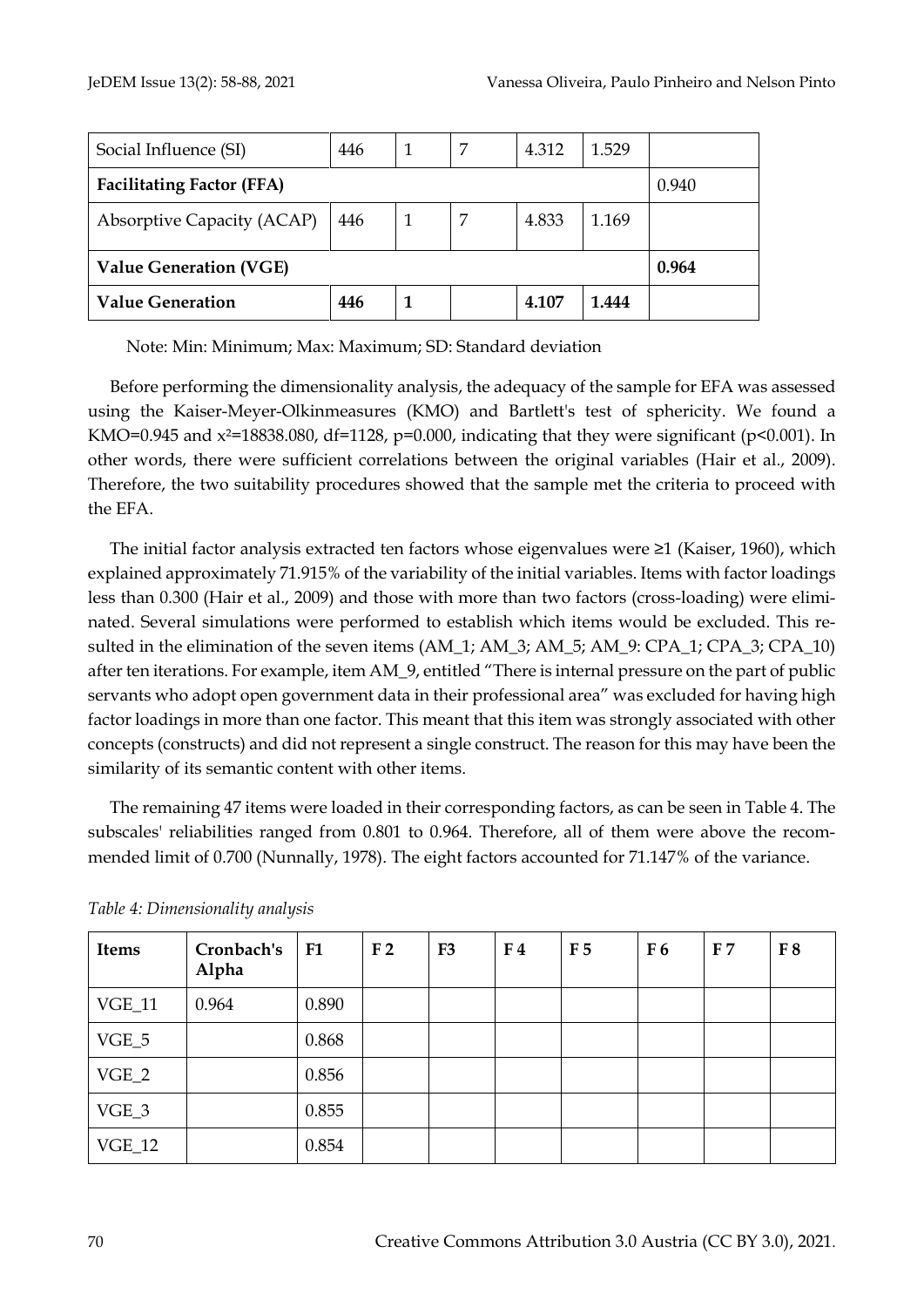| Social Influence (SI) | 446 | 1 | 7 | 4.312 | 1.529 | |
|---|---|---|---|---|---|---|
| **Facilitating Factor (FFA)** | | | | | | 0.940 |
| Absorptive Capacity (ACAP) | 446 | 1 | 7 | 4.833 | 1.169 | |
| **Value Generation (VGE)** | | | | | | **0.964** |
| **Value Generation** | **446** | **1** | | **4.107** | **1.444** | |

Note: Min: Minimum; Max: Maximum; SD: Standard deviation

Before performing the dimensionality analysis, the adequacy of the sample for EFA was assessed using the Kaiser-Meyer-Olkinmeasures (KMO) and Bartlett's test of sphericity. We found a KMO=0.945 and $x^2$=18838.080, df=1128, p=0.000, indicating that they were significant ($p<0.001$). In other words, there were sufficient correlations between the original variables (Hair et al., 2009). Therefore, the two suitability procedures showed that the sample met the criteria to proceed with the EFA.

The initial factor analysis extracted ten factors whose eigenvalues were ≥1 (Kaiser, 1960), which explained approximately 71.915% of the variability of the initial variables. Items with factor loadings less than 0.300 (Hair et al., 2009) and those with more than two factors (cross-loading) were eliminated. Several simulations were performed to establish which items would be excluded. This resulted in the elimination of the seven items (AM_1; AM_3; AM_5; AM_9: CPA_1; CPA_3; CPA_10) after ten iterations. For example, item AM_9, entitled "There is internal pressure on the part of public servants who adopt open government data in their professional area" was excluded for having high factor loadings in more than one factor. This meant that this item was strongly associated with other concepts (constructs) and did not represent a single construct. The reason for this may have been the similarity of its semantic content with other items.

The remaining 47 items were loaded in their corresponding factors, as can be seen in Table 4. The subscales' reliabilities ranged from 0.801 to 0.964. Therefore, all of them were above the recommended limit of 0.700 (Nunnally, 1978). The eight factors accounted for 71.147% of the variance.

*Table 4: Dimensionality analysis*

| Items | Cronbach's Alpha | F1 | F 2 | F3 | F 4 | F 5 | F 6 | F 7 | F 8 |
|---|---|---|---|---|---|---|---|---|---|
| VGE_11 | 0.964 | 0.890 | | | | | | | |
| VGE_5 | | 0.868 | | | | | | | |
| VGE_2 | | 0.856 | | | | | | | |
| VGE_3 | | 0.855 | | | | | | | |
| VGE_12 | | 0.854 | | | | | | | |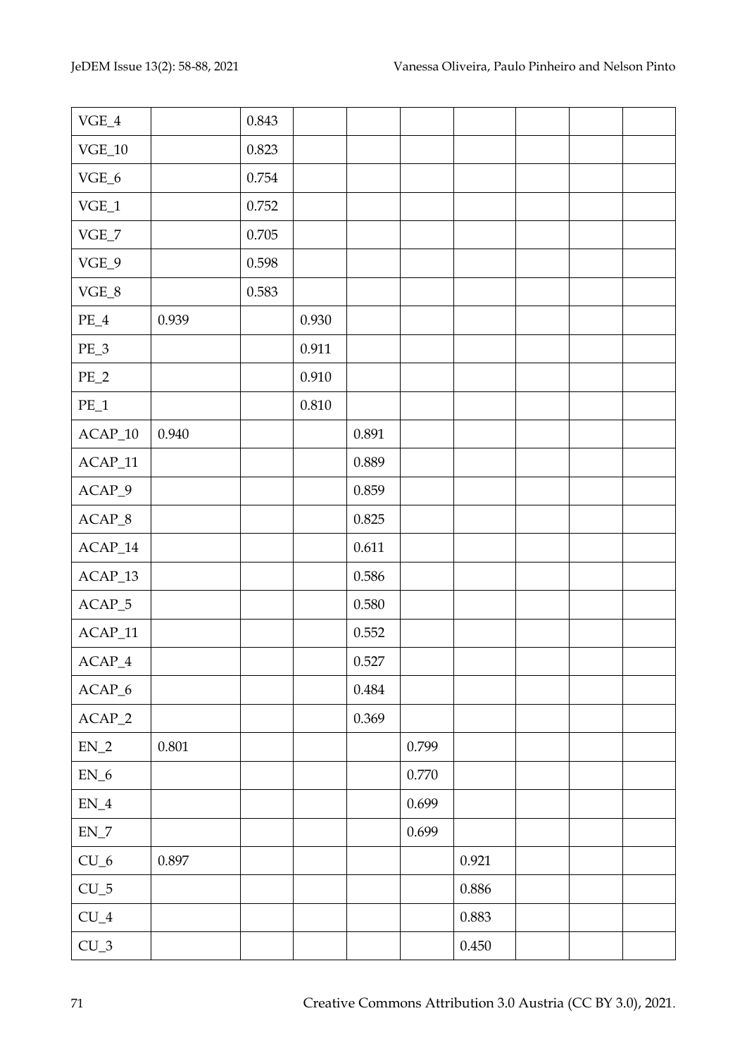| | | | | | | | | | |
|---|---|---|---|---|---|---|---|---|---|
| VGE_4 | | 0.843 | | | | | | | |
| VGE_10 | | 0.823 | | | | | | | |
| VGE_6 | | 0.754 | | | | | | | |
| VGE_1 | | 0.752 | | | | | | | |
| VGE_7 | | 0.705 | | | | | | | |
| VGE_9 | | 0.598 | | | | | | | |
| VGE_8 | | 0.583 | | | | | | | |
| PE_4 | 0.939 | | 0.930 | | | | | | |
| PE_3 | | | 0.911 | | | | | | |
| PE_2 | | | 0.910 | | | | | | |
| PE_1 | | | 0.810 | | | | | | |
| ACAP_10 | 0.940 | | | 0.891 | | | | | |
| ACAP_11 | | | | 0.889 | | | | | |
| ACAP_9 | | | | 0.859 | | | | | |
| ACAP_8 | | | | 0.825 | | | | | |
| ACAP_14 | | | | 0.611 | | | | | |
| ACAP_13 | | | | 0.586 | | | | | |
| ACAP_5 | | | | 0.580 | | | | | |
| ACAP_11 | | | | 0.552 | | | | | |
| ACAP_4 | | | | 0.527 | | | | | |
| ACAP_6 | | | | 0.484 | | | | | |
| ACAP_2 | | | | 0.369 | | | | | |
| EN_2 | 0.801 | | | | 0.799 | | | | |
| EN_6 | | | | | 0.770 | | | | |
| EN_4 | | | | | 0.699 | | | | |
| EN_7 | | | | | 0.699 | | | | |
| CU_6 | 0.897 | | | | | 0.921 | | | |
| CU_5 | | | | | | 0.886 | | | |
| CU_4 | | | | | | 0.883 | | | |
| CU_3 | | | | | | 0.450 | | | |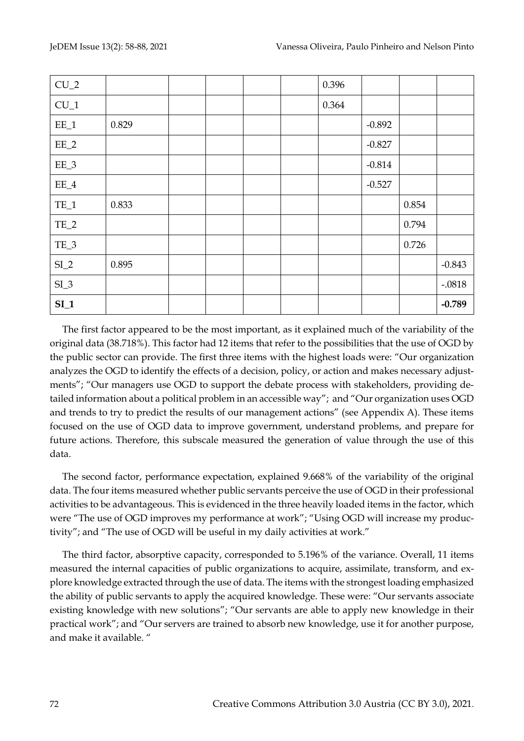| | | | | | | | | | |
|---|---|---|---|---|---|---|---|---|---|
| CU_2 | | | | | | 0.396 | | | |
| CU_1 | | | | | | 0.364 | | | |
| EE_1 | 0.829 | | | | | | -0.892 | | |
| EE_2 | | | | | | | -0.827 | | |
| EE_3 | | | | | | | -0.814 | | |
| EE_4 | | | | | | | -0.527 | | |
| TE_1 | 0.833 | | | | | | | 0.854 | |
| TE_2 | | | | | | | | 0.794 | |
| TE_3 | | | | | | | | 0.726 | |
| SI_2 | 0.895 | | | | | | | | -0.843 |
| SI_3 | | | | | | | | | -.0818 |
| **SI_1** | | | | | | | | | **-0.789** |

The first factor appeared to be the most important, as it explained much of the variability of the original data (38.718%). This factor had 12 items that refer to the possibilities that the use of OGD by the public sector can provide. The first three items with the highest loads were: "Our organization analyzes the OGD to identify the effects of a decision, policy, or action and makes necessary adjustments"; "Our managers use OGD to support the debate process with stakeholders, providing detailed information about a political problem in an accessible way"; and "Our organization uses OGD and trends to try to predict the results of our management actions" (see Appendix A). These items focused on the use of OGD data to improve government, understand problems, and prepare for future actions. Therefore, this subscale measured the generation of value through the use of this data.

The second factor, performance expectation, explained 9.668% of the variability of the original data. The four items measured whether public servants perceive the use of OGD in their professional activities to be advantageous. This is evidenced in the three heavily loaded items in the factor, which were "The use of OGD improves my performance at work"; "Using OGD will increase my productivity"; and "The use of OGD will be useful in my daily activities at work."

The third factor, absorptive capacity, corresponded to 5.196% of the variance. Overall, 11 items measured the internal capacities of public organizations to acquire, assimilate, transform, and explore knowledge extracted through the use of data. The items with the strongest loading emphasized the ability of public servants to apply the acquired knowledge. These were: "Our servants associate existing knowledge with new solutions"; "Our servants are able to apply new knowledge in their practical work"; and "Our servers are trained to absorb new knowledge, use it for another purpose, and make it available. "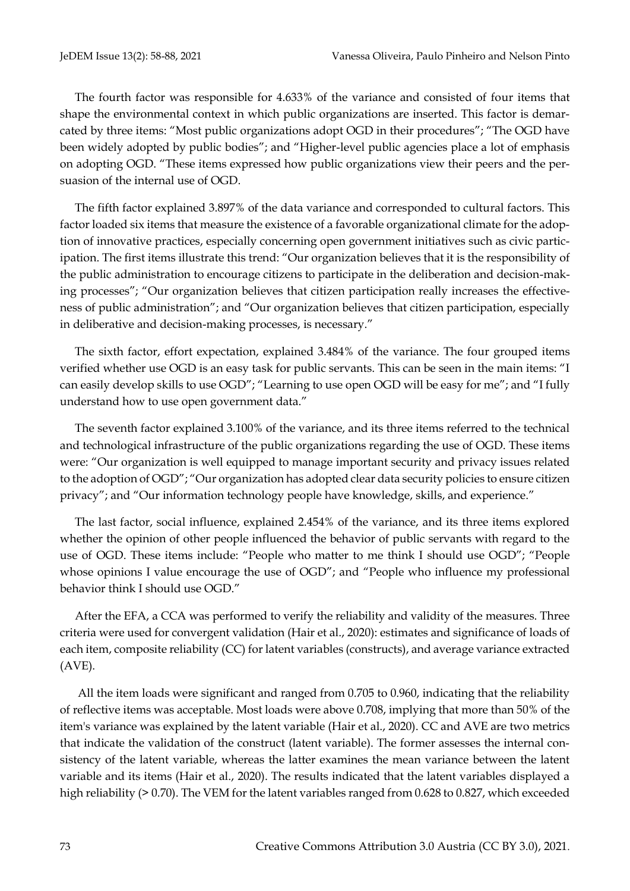The fourth factor was responsible for 4.633% of the variance and consisted of four items that shape the environmental context in which public organizations are inserted. This factor is demarcated by three items: "Most public organizations adopt OGD in their procedures"; "The OGD have been widely adopted by public bodies"; and "Higher-level public agencies place a lot of emphasis on adopting OGD. "These items expressed how public organizations view their peers and the persuasion of the internal use of OGD.

The fifth factor explained 3.897% of the data variance and corresponded to cultural factors. This factor loaded six items that measure the existence of a favorable organizational climate for the adoption of innovative practices, especially concerning open government initiatives such as civic participation. The first items illustrate this trend: "Our organization believes that it is the responsibility of the public administration to encourage citizens to participate in the deliberation and decision-making processes"; "Our organization believes that citizen participation really increases the effectiveness of public administration"; and "Our organization believes that citizen participation, especially in deliberative and decision-making processes, is necessary."

The sixth factor, effort expectation, explained 3.484% of the variance. The four grouped items verified whether use OGD is an easy task for public servants. This can be seen in the main items: "I can easily develop skills to use OGD"; "Learning to use open OGD will be easy for me"; and "I fully understand how to use open government data."

The seventh factor explained 3.100% of the variance, and its three items referred to the technical and technological infrastructure of the public organizations regarding the use of OGD. These items were: "Our organization is well equipped to manage important security and privacy issues related to the adoption of OGD"; "Our organization has adopted clear data security policies to ensure citizen privacy"; and "Our information technology people have knowledge, skills, and experience."

The last factor, social influence, explained 2.454% of the variance, and its three items explored whether the opinion of other people influenced the behavior of public servants with regard to the use of OGD. These items include: "People who matter to me think I should use OGD"; "People whose opinions I value encourage the use of OGD"; and "People who influence my professional behavior think I should use OGD."

After the EFA, a CCA was performed to verify the reliability and validity of the measures. Three criteria were used for convergent validation (Hair et al., 2020): estimates and significance of loads of each item, composite reliability (CC) for latent variables (constructs), and average variance extracted (AVE).

All the item loads were significant and ranged from 0.705 to 0.960, indicating that the reliability of reflective items was acceptable. Most loads were above 0.708, implying that more than 50% of the item's variance was explained by the latent variable (Hair et al., 2020). CC and AVE are two metrics that indicate the validation of the construct (latent variable). The former assesses the internal consistency of the latent variable, whereas the latter examines the mean variance between the latent variable and its items (Hair et al., 2020). The results indicated that the latent variables displayed a high reliability (> 0.70). The VEM for the latent variables ranged from 0.628 to 0.827, which exceeded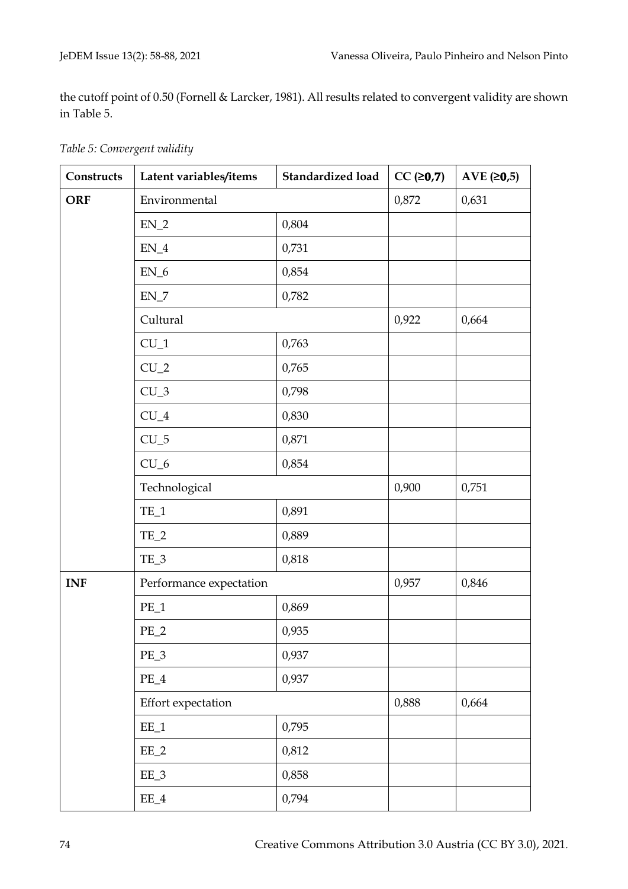the cutoff point of 0.50 (Fornell & Larcker, 1981). All results related to convergent validity are shown in Table 5.

*Table 5: Convergent validity*

| Constructs | Latent variables/items | Standardized load | CC (≥0,7) | AVE (≥0,5) |
|---|---|---|---|---|
| **ORF** | Environmental | | 0,872 | 0,631 |
| | EN_2 | 0,804 | | |
| | EN_4 | 0,731 | | |
| | EN_6 | 0,854 | | |
| | EN_7 | 0,782 | | |
| | Cultural | | 0,922 | 0,664 |
| | CU_1 | 0,763 | | |
| | CU_2 | 0,765 | | |
| | CU_3 | 0,798 | | |
| | CU_4 | 0,830 | | |
| | CU_5 | 0,871 | | |
| | CU_6 | 0,854 | | |
| | Technological | | 0,900 | 0,751 |
| | TE_1 | 0,891 | | |
| | TE_2 | 0,889 | | |
| | TE_3 | 0,818 | | |
| **INF** | Performance expectation | | 0,957 | 0,846 |
| | PE_1 | 0,869 | | |
| | PE_2 | 0,935 | | |
| | PE_3 | 0,937 | | |
| | PE_4 | 0,937 | | |
| | Effort expectation | | 0,888 | 0,664 |
| | EE_1 | 0,795 | | |
| | EE_2 | 0,812 | | |
| | EE_3 | 0,858 | | |
| | EE_4 | 0,794 | | |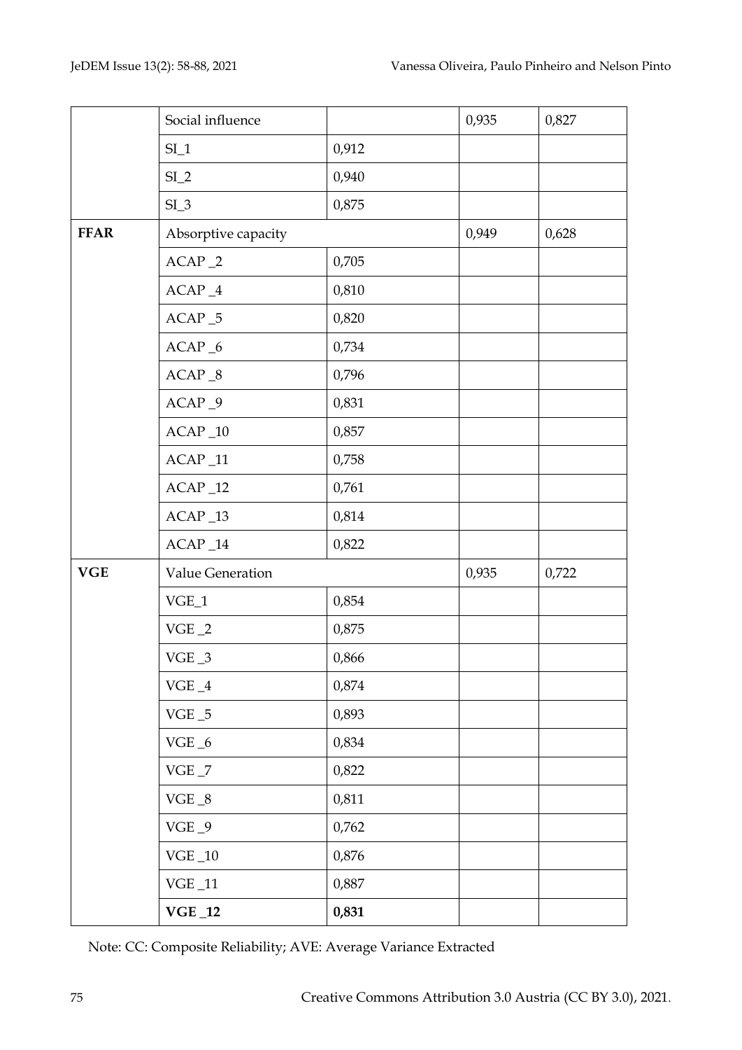| | | | | |
|---|---|---|---|---|
| | Social influence | | 0,935 | 0,827 |
| | SI_1 | 0,912 | | |
| | SI_2 | 0,940 | | |
| | SI_3 | 0,875 | | |
| **FFAR** | Absorptive capacity | | 0,949 | 0,628 |
| | ACAP _2 | 0,705 | | |
| | ACAP _4 | 0,810 | | |
| | ACAP _5 | 0,820 | | |
| | ACAP _6 | 0,734 | | |
| | ACAP _8 | 0,796 | | |
| | ACAP _9 | 0,831 | | |
| | ACAP _10 | 0,857 | | |
| | ACAP _11 | 0,758 | | |
| | ACAP _12 | 0,761 | | |
| | ACAP _13 | 0,814 | | |
| | ACAP _14 | 0,822 | | |
| **VGE** | Value Generation | | 0,935 | 0,722 |
| | VGE_1 | 0,854 | | |
| | VGE _2 | 0,875 | | |
| | VGE _3 | 0,866 | | |
| | VGE _4 | 0,874 | | |
| | VGE _5 | 0,893 | | |
| | VGE _6 | 0,834 | | |
| | VGE _7 | 0,822 | | |
| | VGE _8 | 0,811 | | |
| | VGE _9 | 0,762 | | |
| | VGE _10 | 0,876 | | |
| | VGE _11 | 0,887 | | |
| | **VGE _12** | **0,831** | | |

Note: CC: Composite Reliability; AVE: Average Variance Extracted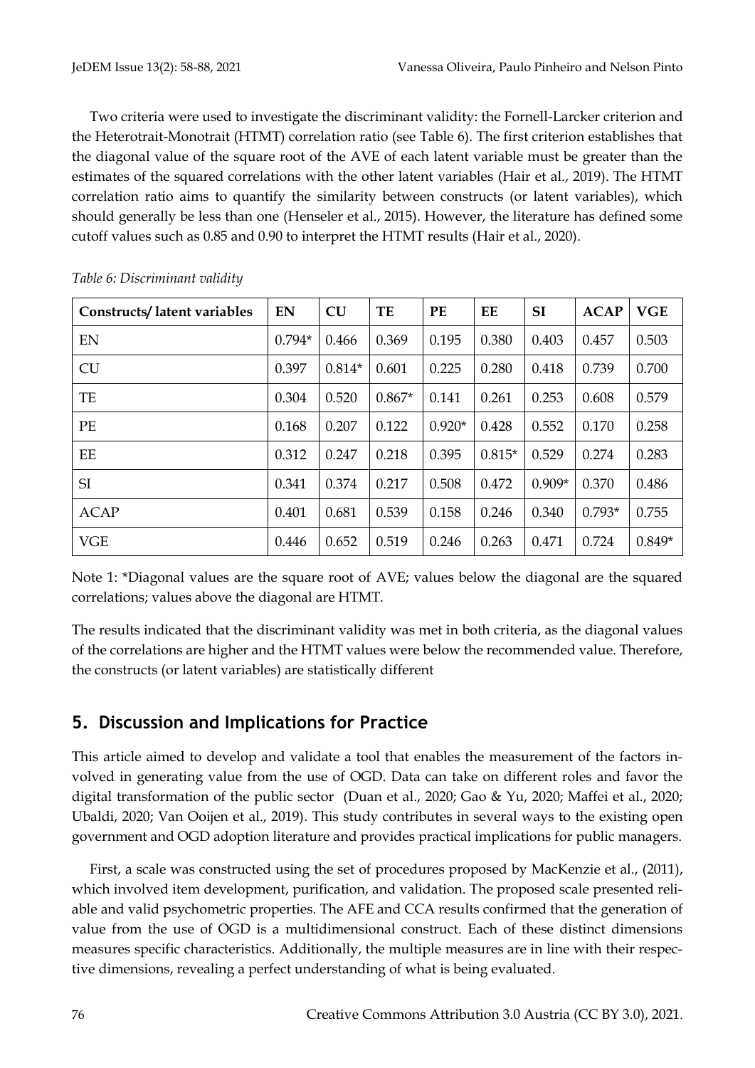Two criteria were used to investigate the discriminant validity: the Fornell-Larcker criterion and the Heterotrait-Monotrait (HTMT) correlation ratio (see Table 6). The first criterion establishes that the diagonal value of the square root of the AVE of each latent variable must be greater than the estimates of the squared correlations with the other latent variables (Hair et al., 2019). The HTMT correlation ratio aims to quantify the similarity between constructs (or latent variables), which should generally be less than one (Henseler et al., 2015). However, the literature has defined some cutoff values such as 0.85 and 0.90 to interpret the HTMT results (Hair et al., 2020).

*Table 6: Discriminant validity*

| Constructs/ latent variables | EN | CU | TE | PE | EE | SI | ACAP | VGE |
|---|---|---|---|---|---|---|---|---|
| EN | 0.794* | 0.466 | 0.369 | 0.195 | 0.380 | 0.403 | 0.457 | 0.503 |
| CU | 0.397 | 0.814* | 0.601 | 0.225 | 0.280 | 0.418 | 0.739 | 0.700 |
| TE | 0.304 | 0.520 | 0.867* | 0.141 | 0.261 | 0.253 | 0.608 | 0.579 |
| PE | 0.168 | 0.207 | 0.122 | 0.920* | 0.428 | 0.552 | 0.170 | 0.258 |
| EE | 0.312 | 0.247 | 0.218 | 0.395 | 0.815* | 0.529 | 0.274 | 0.283 |
| SI | 0.341 | 0.374 | 0.217 | 0.508 | 0.472 | 0.909* | 0.370 | 0.486 |
| ACAP | 0.401 | 0.681 | 0.539 | 0.158 | 0.246 | 0.340 | 0.793* | 0.755 |
| VGE | 0.446 | 0.652 | 0.519 | 0.246 | 0.263 | 0.471 | 0.724 | 0.849* |

Note 1: *Diagonal values are the square root of AVE; values below the diagonal are the squared correlations; values above the diagonal are HTMT.

The results indicated that the discriminant validity was met in both criteria, as the diagonal values of the correlations are higher and the HTMT values were below the recommended value. Therefore, the constructs (or latent variables) are statistically different

## 5. Discussion and Implications for Practice

This article aimed to develop and validate a tool that enables the measurement of the factors involved in generating value from the use of OGD. Data can take on different roles and favor the digital transformation of the public sector (Duan et al., 2020; Gao & Yu, 2020; Maffei et al., 2020; Ubaldi, 2020; Van Ooijen et al., 2019). This study contributes in several ways to the existing open government and OGD adoption literature and provides practical implications for public managers.

First, a scale was constructed using the set of procedures proposed by MacKenzie et al., (2011), which involved item development, purification, and validation. The proposed scale presented reliable and valid psychometric properties. The AFE and CCA results confirmed that the generation of value from the use of OGD is a multidimensional construct. Each of these distinct dimensions measures specific characteristics. Additionally, the multiple measures are in line with their respective dimensions, revealing a perfect understanding of what is being evaluated.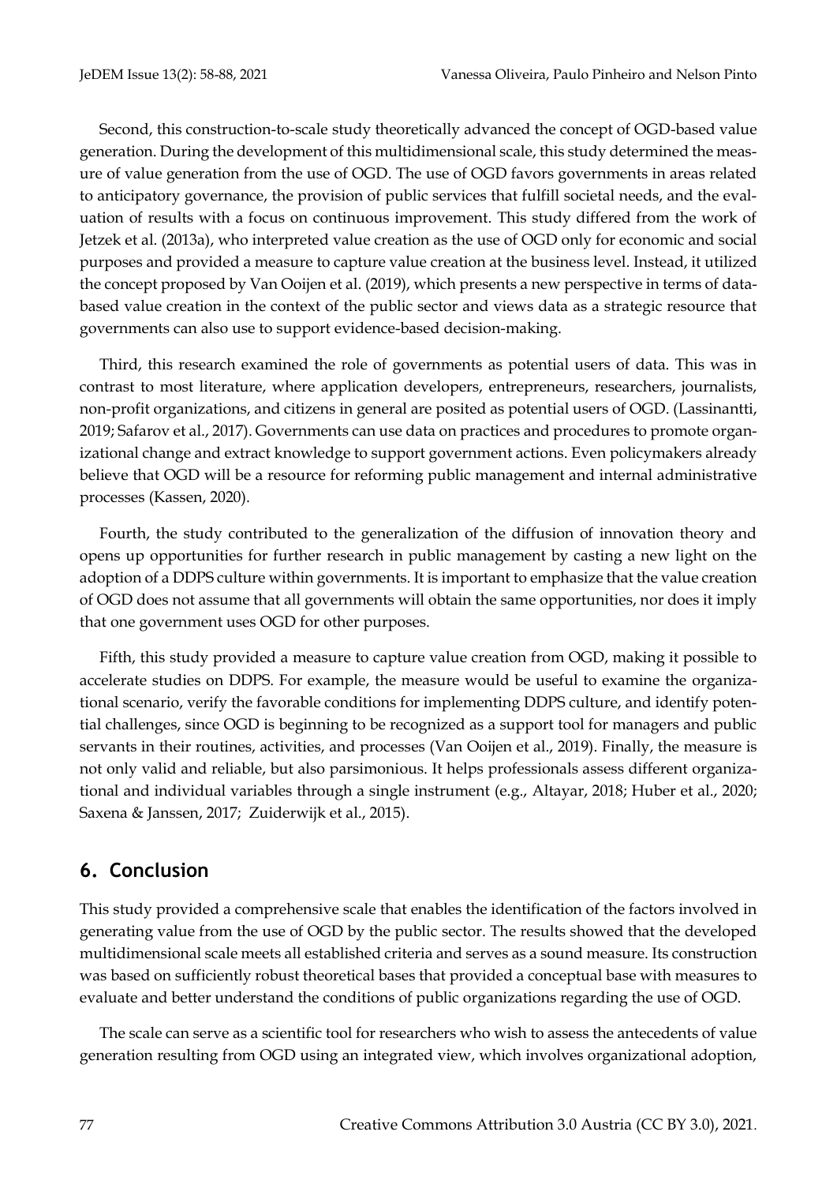Second, this construction-to-scale study theoretically advanced the concept of OGD-based value generation. During the development of this multidimensional scale, this study determined the measure of value generation from the use of OGD. The use of OGD favors governments in areas related to anticipatory governance, the provision of public services that fulfill societal needs, and the evaluation of results with a focus on continuous improvement. This study differed from the work of Jetzek et al. (2013a), who interpreted value creation as the use of OGD only for economic and social purposes and provided a measure to capture value creation at the business level. Instead, it utilized the concept proposed by Van Ooijen et al. (2019), which presents a new perspective in terms of data-based value creation in the context of the public sector and views data as a strategic resource that governments can also use to support evidence-based decision-making.

Third, this research examined the role of governments as potential users of data. This was in contrast to most literature, where application developers, entrepreneurs, researchers, journalists, non-profit organizations, and citizens in general are posited as potential users of OGD. (Lassinantti, 2019; Safarov et al., 2017). Governments can use data on practices and procedures to promote organizational change and extract knowledge to support government actions. Even policymakers already believe that OGD will be a resource for reforming public management and internal administrative processes (Kassen, 2020).

Fourth, the study contributed to the generalization of the diffusion of innovation theory and opens up opportunities for further research in public management by casting a new light on the adoption of a DDPS culture within governments. It is important to emphasize that the value creation of OGD does not assume that all governments will obtain the same opportunities, nor does it imply that one government uses OGD for other purposes.

Fifth, this study provided a measure to capture value creation from OGD, making it possible to accelerate studies on DDPS. For example, the measure would be useful to examine the organizational scenario, verify the favorable conditions for implementing DDPS culture, and identify potential challenges, since OGD is beginning to be recognized as a support tool for managers and public servants in their routines, activities, and processes (Van Ooijen et al., 2019). Finally, the measure is not only valid and reliable, but also parsimonious. It helps professionals assess different organizational and individual variables through a single instrument (e.g., Altayar, 2018; Huber et al., 2020; Saxena & Janssen, 2017; Zuiderwijk et al., 2015).

## 6. Conclusion

This study provided a comprehensive scale that enables the identification of the factors involved in generating value from the use of OGD by the public sector. The results showed that the developed multidimensional scale meets all established criteria and serves as a sound measure. Its construction was based on sufficiently robust theoretical bases that provided a conceptual base with measures to evaluate and better understand the conditions of public organizations regarding the use of OGD.

The scale can serve as a scientific tool for researchers who wish to assess the antecedents of value generation resulting from OGD using an integrated view, which involves organizational adoption,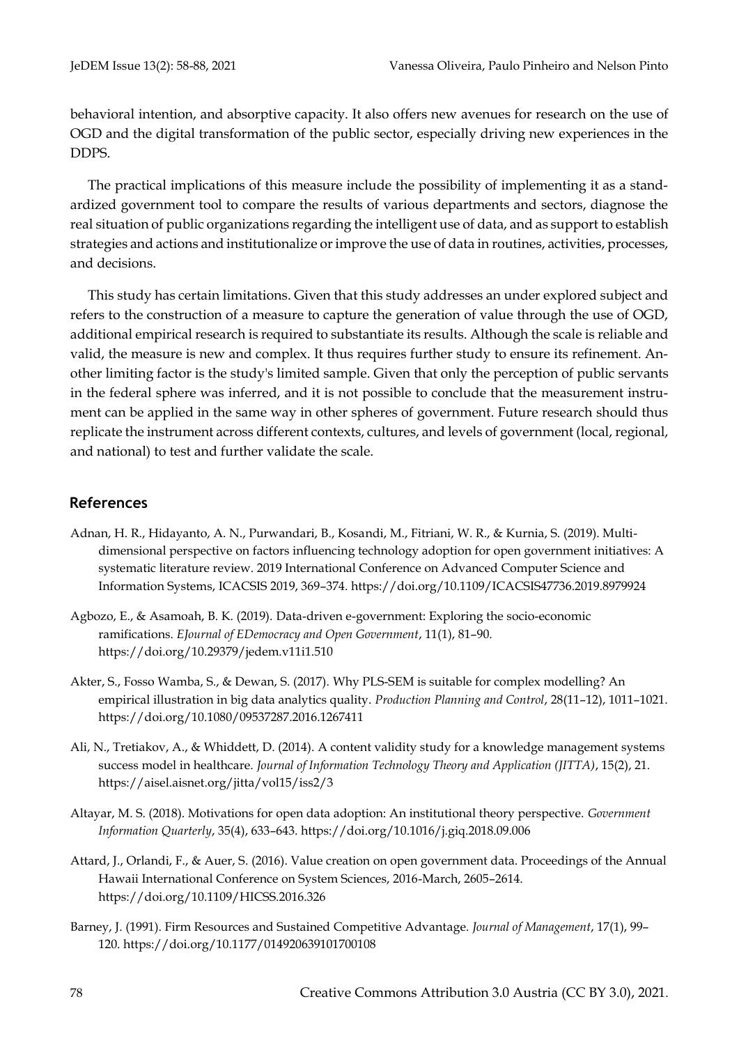behavioral intention, and absorptive capacity. It also offers new avenues for research on the use of OGD and the digital transformation of the public sector, especially driving new experiences in the DDPS.

The practical implications of this measure include the possibility of implementing it as a standardized government tool to compare the results of various departments and sectors, diagnose the real situation of public organizations regarding the intelligent use of data, and as support to establish strategies and actions and institutionalize or improve the use of data in routines, activities, processes, and decisions.

This study has certain limitations. Given that this study addresses an under explored subject and refers to the construction of a measure to capture the generation of value through the use of OGD, additional empirical research is required to substantiate its results. Although the scale is reliable and valid, the measure is new and complex. It thus requires further study to ensure its refinement. Another limiting factor is the study's limited sample. Given that only the perception of public servants in the federal sphere was inferred, and it is not possible to conclude that the measurement instrument can be applied in the same way in other spheres of government. Future research should thus replicate the instrument across different contexts, cultures, and levels of government (local, regional, and national) to test and further validate the scale.

## References

Adnan, H. R., Hidayanto, A. N., Purwandari, B., Kosandi, M., Fitriani, W. R., & Kurnia, S. (2019). Multi-dimensional perspective on factors influencing technology adoption for open government initiatives: A systematic literature review. 2019 International Conference on Advanced Computer Science and Information Systems, ICACSIS 2019, 369–374. https://doi.org/10.1109/ICACSIS47736.2019.8979924

Agbozo, E., & Asamoah, B. K. (2019). Data-driven e-government: Exploring the socio-economic ramifications. *EJournal of EDemocracy and Open Government*, 11(1), 81–90. https://doi.org/10.29379/jedem.v11i1.510

Akter, S., Fosso Wamba, S., & Dewan, S. (2017). Why PLS-SEM is suitable for complex modelling? An empirical illustration in big data analytics quality. *Production Planning and Control*, 28(11–12), 1011–1021. https://doi.org/10.1080/09537287.2016.1267411

Ali, N., Tretiakov, A., & Whiddett, D. (2014). A content validity study for a knowledge management systems success model in healthcare. *Journal of Information Technology Theory and Application (JITTA)*, 15(2), 21. https://aisel.aisnet.org/jitta/vol15/iss2/3

Altayar, M. S. (2018). Motivations for open data adoption: An institutional theory perspective. *Government Information Quarterly*, 35(4), 633–643. https://doi.org/10.1016/j.giq.2018.09.006

Attard, J., Orlandi, F., & Auer, S. (2016). Value creation on open government data. Proceedings of the Annual Hawaii International Conference on System Sciences, 2016-March, 2605–2614. https://doi.org/10.1109/HICSS.2016.326

Barney, J. (1991). Firm Resources and Sustained Competitive Advantage. *Journal of Management*, 17(1), 99–120. https://doi.org/10.1177/014920639101700108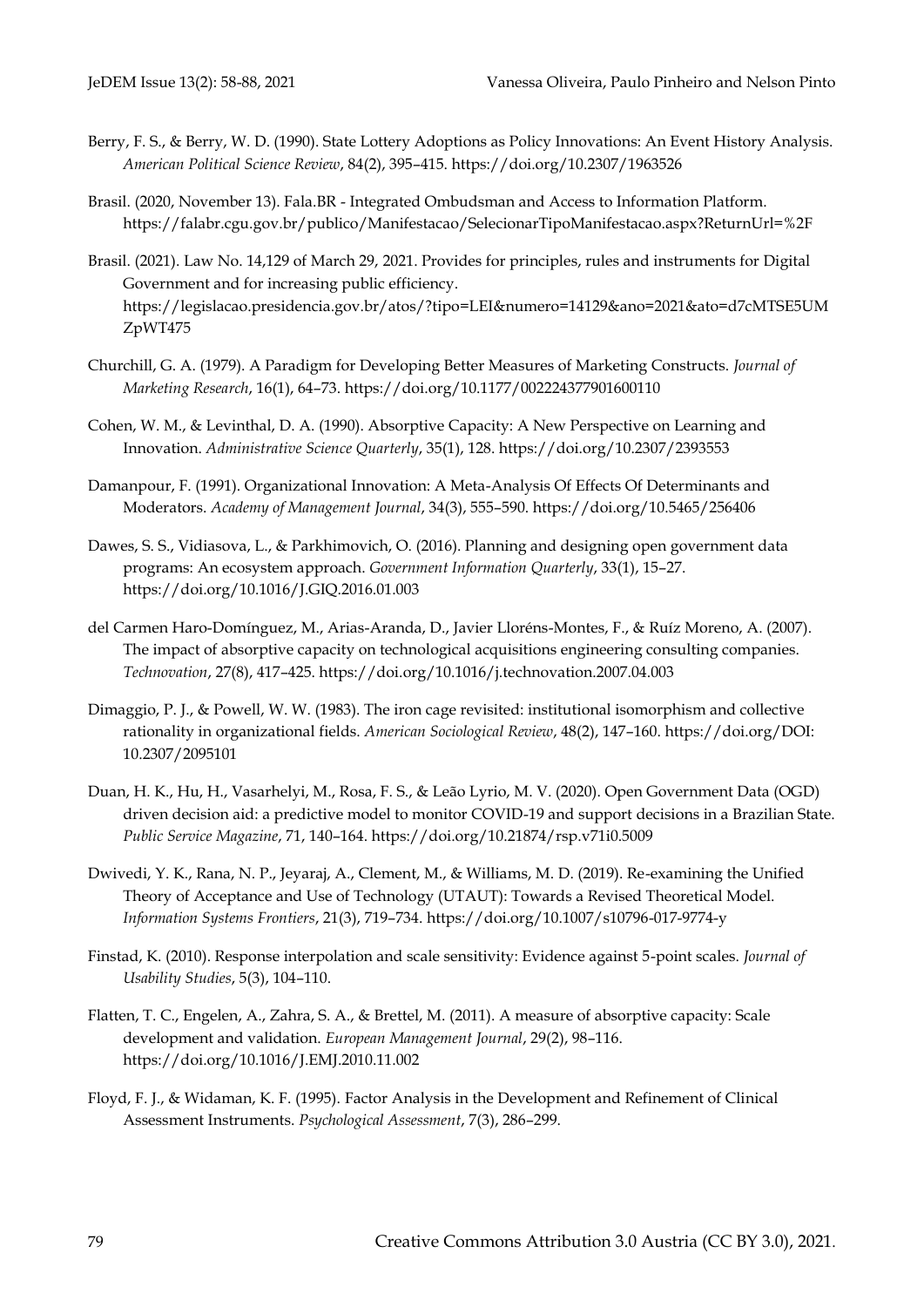Berry, F. S., & Berry, W. D. (1990). State Lottery Adoptions as Policy Innovations: An Event History Analysis. *American Political Science Review*, 84(2), 395–415. https://doi.org/10.2307/1963526

Brasil. (2020, November 13). Fala.BR - Integrated Ombudsman and Access to Information Platform. https://falabr.cgu.gov.br/publico/Manifestacao/SelecionarTipoManifestacao.aspx?ReturnUrl=%2F

Brasil. (2021). Law No. 14,129 of March 29, 2021. Provides for principles, rules and instruments for Digital Government and for increasing public efficiency. https://legislacao.presidencia.gov.br/atos/?tipo=LEI&numero=14129&ano=2021&ato=d7cMTSE5UMZpWT475

Churchill, G. A. (1979). A Paradigm for Developing Better Measures of Marketing Constructs. *Journal of Marketing Research*, 16(1), 64–73. https://doi.org/10.1177/002224377901600110

Cohen, W. M., & Levinthal, D. A. (1990). Absorptive Capacity: A New Perspective on Learning and Innovation. *Administrative Science Quarterly*, 35(1), 128. https://doi.org/10.2307/2393553

Damanpour, F. (1991). Organizational Innovation: A Meta-Analysis Of Effects Of Determinants and Moderators. *Academy of Management Journal*, 34(3), 555–590. https://doi.org/10.5465/256406

Dawes, S. S., Vidiasova, L., & Parkhimovich, O. (2016). Planning and designing open government data programs: An ecosystem approach. *Government Information Quarterly*, 33(1), 15–27. https://doi.org/10.1016/J.GIQ.2016.01.003

del Carmen Haro-Domínguez, M., Arias-Aranda, D., Javier Lloréns-Montes, F., & Ruíz Moreno, A. (2007). The impact of absorptive capacity on technological acquisitions engineering consulting companies. *Technovation*, 27(8), 417–425. https://doi.org/10.1016/j.technovation.2007.04.003

Dimaggio, P. J., & Powell, W. W. (1983). The iron cage revisited: institutional isomorphism and collective rationality in organizational fields. *American Sociological Review*, 48(2), 147–160. https://doi.org/DOI: 10.2307/2095101

Duan, H. K., Hu, H., Vasarhelyi, M., Rosa, F. S., & Leão Lyrio, M. V. (2020). Open Government Data (OGD) driven decision aid: a predictive model to monitor COVID-19 and support decisions in a Brazilian State. *Public Service Magazine*, 71, 140–164. https://doi.org/10.21874/rsp.v71i0.5009

Dwivedi, Y. K., Rana, N. P., Jeyaraj, A., Clement, M., & Williams, M. D. (2019). Re-examining the Unified Theory of Acceptance and Use of Technology (UTAUT): Towards a Revised Theoretical Model. *Information Systems Frontiers*, 21(3), 719–734. https://doi.org/10.1007/s10796-017-9774-y

Finstad, K. (2010). Response interpolation and scale sensitivity: Evidence against 5-point scales. *Journal of Usability Studies*, 5(3), 104–110.

Flatten, T. C., Engelen, A., Zahra, S. A., & Brettel, M. (2011). A measure of absorptive capacity: Scale development and validation. *European Management Journal*, 29(2), 98–116. https://doi.org/10.1016/J.EMJ.2010.11.002

Floyd, F. J., & Widaman, K. F. (1995). Factor Analysis in the Development and Refinement of Clinical Assessment Instruments. *Psychological Assessment*, 7(3), 286–299.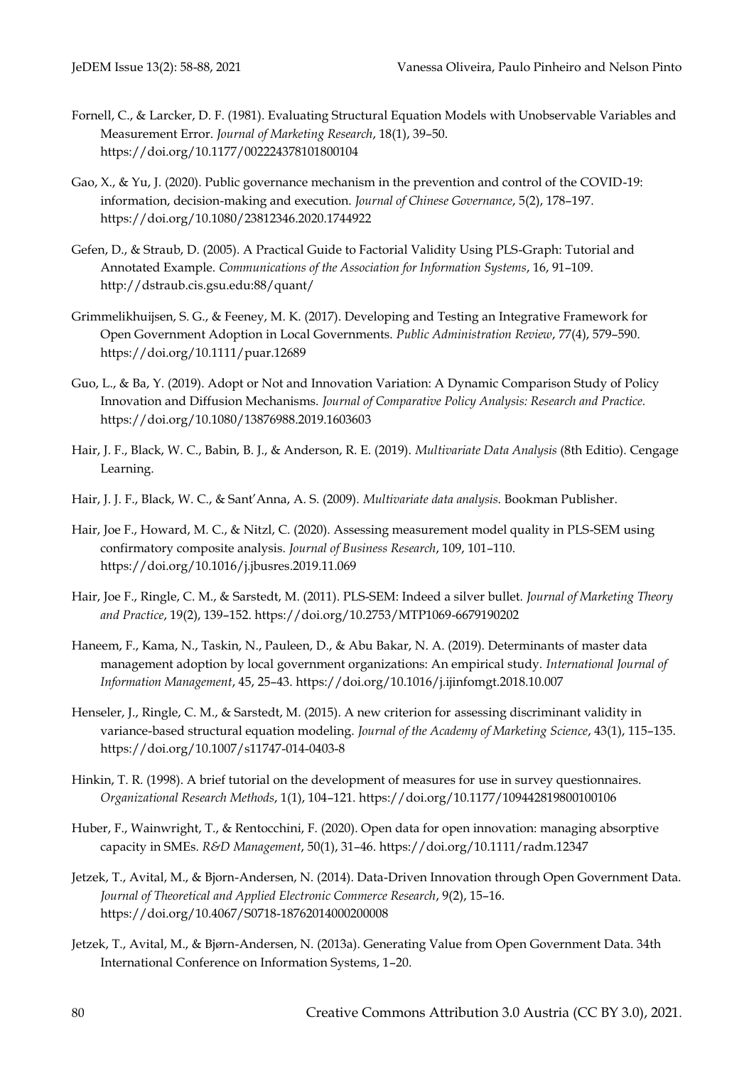Fornell, C., & Larcker, D. F. (1981). Evaluating Structural Equation Models with Unobservable Variables and Measurement Error. *Journal of Marketing Research*, 18(1), 39–50. https://doi.org/10.1177/002224378101800104

Gao, X., & Yu, J. (2020). Public governance mechanism in the prevention and control of the COVID-19: information, decision-making and execution. *Journal of Chinese Governance*, 5(2), 178–197. https://doi.org/10.1080/23812346.2020.1744922

Gefen, D., & Straub, D. (2005). A Practical Guide to Factorial Validity Using PLS-Graph: Tutorial and Annotated Example. *Communications of the Association for Information Systems*, 16, 91–109. http://dstraub.cis.gsu.edu:88/quant/

Grimmelikhuijsen, S. G., & Feeney, M. K. (2017). Developing and Testing an Integrative Framework for Open Government Adoption in Local Governments. *Public Administration Review*, 77(4), 579–590. https://doi.org/10.1111/puar.12689

Guo, L., & Ba, Y. (2019). Adopt or Not and Innovation Variation: A Dynamic Comparison Study of Policy Innovation and Diffusion Mechanisms. *Journal of Comparative Policy Analysis: Research and Practice.* https://doi.org/10.1080/13876988.2019.1603603

Hair, J. F., Black, W. C., Babin, B. J., & Anderson, R. E. (2019). *Multivariate Data Analysis* (8th Editio). Cengage Learning.

Hair, J. J. F., Black, W. C., & Sant'Anna, A. S. (2009). *Multivariate data analysis.* Bookman Publisher.

Hair, Joe F., Howard, M. C., & Nitzl, C. (2020). Assessing measurement model quality in PLS-SEM using confirmatory composite analysis. *Journal of Business Research*, 109, 101–110. https://doi.org/10.1016/j.jbusres.2019.11.069

Hair, Joe F., Ringle, C. M., & Sarstedt, M. (2011). PLS-SEM: Indeed a silver bullet. *Journal of Marketing Theory and Practice*, 19(2), 139–152. https://doi.org/10.2753/MTP1069-6679190202

Haneem, F., Kama, N., Taskin, N., Pauleen, D., & Abu Bakar, N. A. (2019). Determinants of master data management adoption by local government organizations: An empirical study. *International Journal of Information Management*, 45, 25–43. https://doi.org/10.1016/j.ijinfomgt.2018.10.007

Henseler, J., Ringle, C. M., & Sarstedt, M. (2015). A new criterion for assessing discriminant validity in variance-based structural equation modeling. *Journal of the Academy of Marketing Science*, 43(1), 115–135. https://doi.org/10.1007/s11747-014-0403-8

Hinkin, T. R. (1998). A brief tutorial on the development of measures for use in survey questionnaires. *Organizational Research Methods*, 1(1), 104–121. https://doi.org/10.1177/109442819800100106

Huber, F., Wainwright, T., & Rentocchini, F. (2020). Open data for open innovation: managing absorptive capacity in SMEs. *R&D Management*, 50(1), 31–46. https://doi.org/10.1111/radm.12347

Jetzek, T., Avital, M., & Bjorn-Andersen, N. (2014). Data-Driven Innovation through Open Government Data. *Journal of Theoretical and Applied Electronic Commerce Research*, 9(2), 15–16. https://doi.org/10.4067/S0718-18762014000200008

Jetzek, T., Avital, M., & Bjørn-Andersen, N. (2013a). Generating Value from Open Government Data. 34th International Conference on Information Systems, 1–20.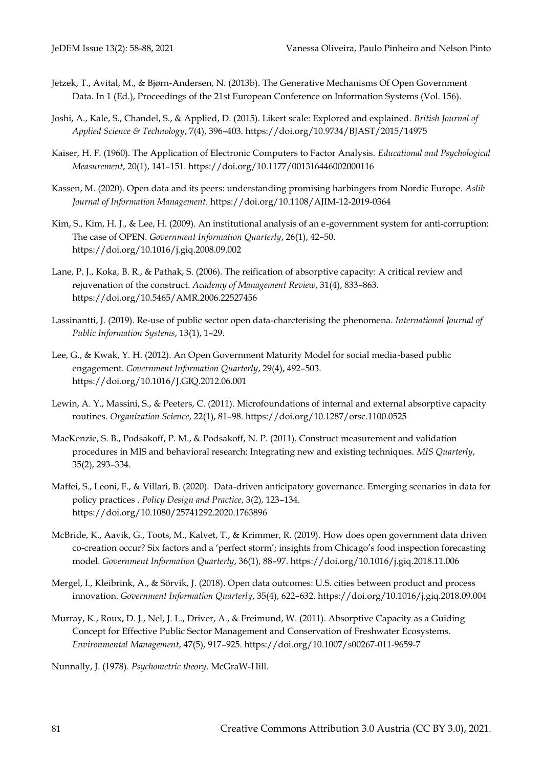Jetzek, T., Avital, M., & Bjørn-Andersen, N. (2013b). The Generative Mechanisms Of Open Government Data. In 1 (Ed.), Proceedings of the 21st European Conference on Information Systems (Vol. 156).

Joshi, A., Kale, S., Chandel, S., & Applied, D. (2015). Likert scale: Explored and explained. *British Journal of Applied Science & Technology*, 7(4), 396–403. https://doi.org/10.9734/BJAST/2015/14975

Kaiser, H. F. (1960). The Application of Electronic Computers to Factor Analysis. *Educational and Psychological Measurement*, 20(1), 141–151. https://doi.org/10.1177/001316446002000116

Kassen, M. (2020). Open data and its peers: understanding promising harbingers from Nordic Europe. *Aslib Journal of Information Management*. https://doi.org/10.1108/AJIM-12-2019-0364

Kim, S., Kim, H. J., & Lee, H. (2009). An institutional analysis of an e-government system for anti-corruption: The case of OPEN. *Government Information Quarterly*, 26(1), 42–50. https://doi.org/10.1016/j.giq.2008.09.002

Lane, P. J., Koka, B. R., & Pathak, S. (2006). The reification of absorptive capacity: A critical review and rejuvenation of the construct. *Academy of Management Review*, 31(4), 833–863. https://doi.org/10.5465/AMR.2006.22527456

Lassinantti, J. (2019). Re-use of public sector open data-charcterising the phenomena. *International Journal of Public Information Systems*, 13(1), 1–29.

Lee, G., & Kwak, Y. H. (2012). An Open Government Maturity Model for social media-based public engagement. *Government Information Quarterly*, 29(4), 492–503. https://doi.org/10.1016/J.GIQ.2012.06.001

Lewin, A. Y., Massini, S., & Peeters, C. (2011). Microfoundations of internal and external absorptive capacity routines. *Organization Science*, 22(1), 81–98. https://doi.org/10.1287/orsc.1100.0525

MacKenzie, S. B., Podsakoff, P. M., & Podsakoff, N. P. (2011). Construct measurement and validation procedures in MIS and behavioral research: Integrating new and existing techniques. *MIS Quarterly*, 35(2), 293–334.

Maffei, S., Leoni, F., & Villari, B. (2020). Data-driven anticipatory governance. Emerging scenarios in data for policy practices . *Policy Design and Practice*, 3(2), 123–134. https://doi.org/10.1080/25741292.2020.1763896

McBride, K., Aavik, G., Toots, M., Kalvet, T., & Krimmer, R. (2019). How does open government data driven co-creation occur? Six factors and a 'perfect storm'; insights from Chicago's food inspection forecasting model. *Government Information Quarterly*, 36(1), 88–97. https://doi.org/10.1016/j.giq.2018.11.006

Mergel, I., Kleibrink, A., & Sörvik, J. (2018). Open data outcomes: U.S. cities between product and process innovation. *Government Information Quarterly*, 35(4), 622–632. https://doi.org/10.1016/j.giq.2018.09.004

Murray, K., Roux, D. J., Nel, J. L., Driver, A., & Freimund, W. (2011). Absorptive Capacity as a Guiding Concept for Effective Public Sector Management and Conservation of Freshwater Ecosystems. *Environmental Management*, 47(5), 917–925. https://doi.org/10.1007/s00267-011-9659-7

Nunnally, J. (1978). *Psychometric theory*. McGraW-Hill.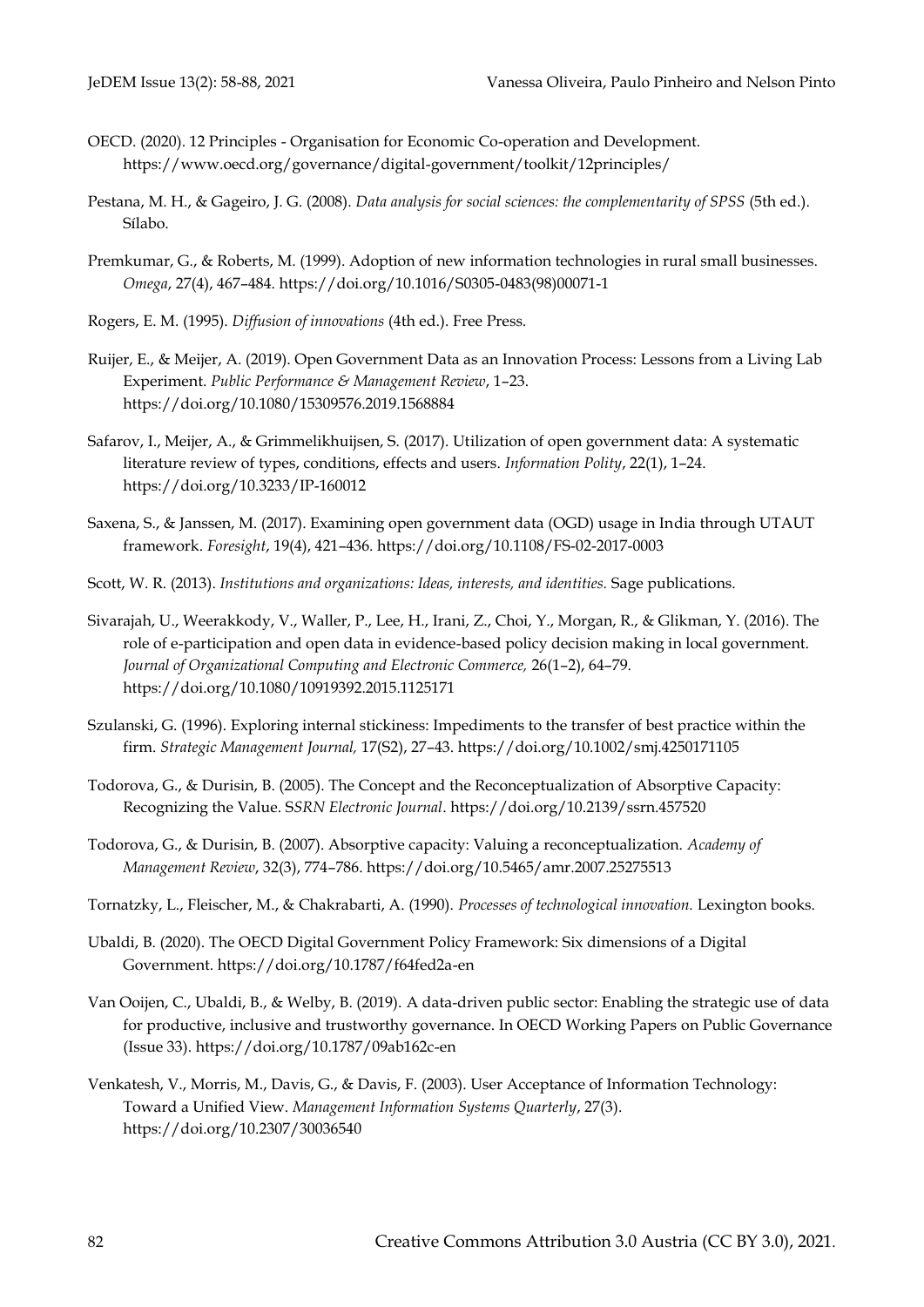OECD. (2020). 12 Principles - Organisation for Economic Co-operation and Development. https://www.oecd.org/governance/digital-government/toolkit/12principles/

Pestana, M. H., & Gageiro, J. G. (2008). *Data analysis for social sciences: the complementarity of SPSS* (5th ed.). Sílabo.

Premkumar, G., & Roberts, M. (1999). Adoption of new information technologies in rural small businesses. *Omega*, 27(4), 467–484. https://doi.org/10.1016/S0305-0483(98)00071-1

Rogers, E. M. (1995). *Diffusion of innovations* (4th ed.). Free Press.

Ruijer, E., & Meijer, A. (2019). Open Government Data as an Innovation Process: Lessons from a Living Lab Experiment. *Public Performance & Management Review*, 1–23. https://doi.org/10.1080/15309576.2019.1568884

Safarov, I., Meijer, A., & Grimmelikhuijsen, S. (2017). Utilization of open government data: A systematic literature review of types, conditions, effects and users. *Information Polity*, 22(1), 1–24. https://doi.org/10.3233/IP-160012

Saxena, S., & Janssen, M. (2017). Examining open government data (OGD) usage in India through UTAUT framework. *Foresight*, 19(4), 421–436. https://doi.org/10.1108/FS-02-2017-0003

Scott, W. R. (2013). *Institutions and organizations: Ideas, interests, and identities.* Sage publications.

Sivarajah, U., Weerakkody, V., Waller, P., Lee, H., Irani, Z., Choi, Y., Morgan, R., & Glikman, Y. (2016). The role of e-participation and open data in evidence-based policy decision making in local government. *Journal of Organizational Computing and Electronic Commerce,* 26(1–2), 64–79. https://doi.org/10.1080/10919392.2015.1125171

Szulanski, G. (1996). Exploring internal stickiness: Impediments to the transfer of best practice within the firm. *Strategic Management Journal,* 17(S2), 27–43. https://doi.org/10.1002/smj.4250171105

Todorova, G., & Durisin, B. (2005). The Concept and the Reconceptualization of Absorptive Capacity: Recognizing the Value. S*SRN Electronic Journal*. https://doi.org/10.2139/ssrn.457520

Todorova, G., & Durisin, B. (2007). Absorptive capacity: Valuing a reconceptualization. *Academy of Management Review*, 32(3), 774–786. https://doi.org/10.5465/amr.2007.25275513

Tornatzky, L., Fleischer, M., & Chakrabarti, A. (1990). *Processes of technological innovation.* Lexington books.

Ubaldi, B. (2020). The OECD Digital Government Policy Framework: Six dimensions of a Digital Government. https://doi.org/10.1787/f64fed2a-en

Van Ooijen, C., Ubaldi, B., & Welby, B. (2019). A data-driven public sector: Enabling the strategic use of data for productive, inclusive and trustworthy governance. In OECD Working Papers on Public Governance (Issue 33). https://doi.org/10.1787/09ab162c-en

Venkatesh, V., Morris, M., Davis, G., & Davis, F. (2003). User Acceptance of Information Technology: Toward a Unified View. *Management Information Systems Quarterly*, 27(3). https://doi.org/10.2307/30036540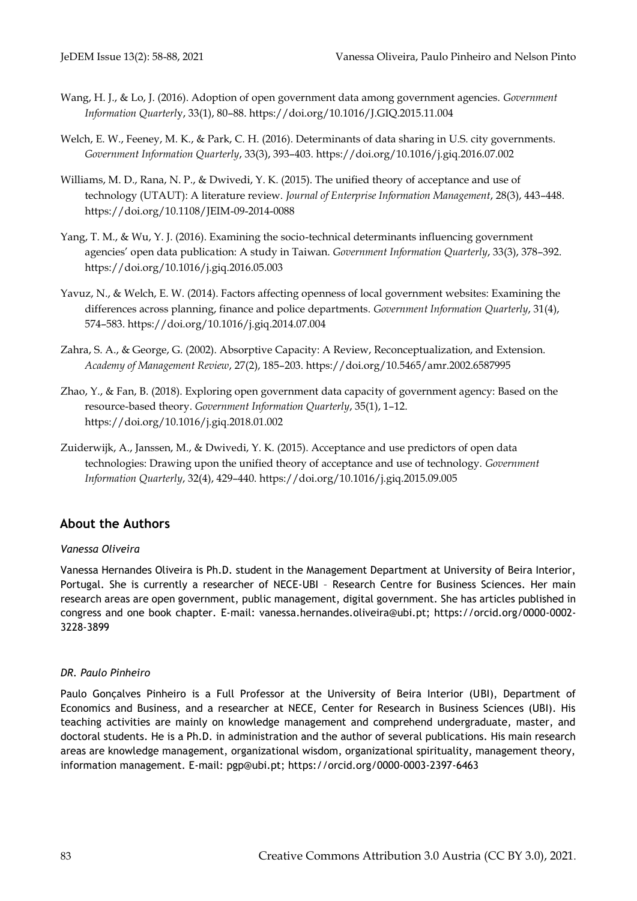Wang, H. J., & Lo, J. (2016). Adoption of open government data among government agencies. *Government Information Quarterly*, 33(1), 80–88. https://doi.org/10.1016/J.GIQ.2015.11.004

Welch, E. W., Feeney, M. K., & Park, C. H. (2016). Determinants of data sharing in U.S. city governments. *Government Information Quarterly*, 33(3), 393–403. https://doi.org/10.1016/j.giq.2016.07.002

Williams, M. D., Rana, N. P., & Dwivedi, Y. K. (2015). The unified theory of acceptance and use of technology (UTAUT): A literature review. *Journal of Enterprise Information Management*, 28(3), 443–448. https://doi.org/10.1108/JEIM-09-2014-0088

Yang, T. M., & Wu, Y. J. (2016). Examining the socio-technical determinants influencing government agencies' open data publication: A study in Taiwan. *Government Information Quarterly*, 33(3), 378–392. https://doi.org/10.1016/j.giq.2016.05.003

Yavuz, N., & Welch, E. W. (2014). Factors affecting openness of local government websites: Examining the differences across planning, finance and police departments. *Government Information Quarterly*, 31(4), 574–583. https://doi.org/10.1016/j.giq.2014.07.004

Zahra, S. A., & George, G. (2002). Absorptive Capacity: A Review, Reconceptualization, and Extension. *Academy of Management Review*, 27(2), 185–203. https://doi.org/10.5465/amr.2002.6587995

Zhao, Y., & Fan, B. (2018). Exploring open government data capacity of government agency: Based on the resource-based theory. *Government Information Quarterly*, 35(1), 1–12. https://doi.org/10.1016/j.giq.2018.01.002

Zuiderwijk, A., Janssen, M., & Dwivedi, Y. K. (2015). Acceptance and use predictors of open data technologies: Drawing upon the unified theory of acceptance and use of technology. *Government Information Quarterly*, 32(4), 429–440. https://doi.org/10.1016/j.giq.2015.09.005

## About the Authors

*Vanessa Oliveira*

Vanessa Hernandes Oliveira is Ph.D. student in the Management Department at University of Beira Interior, Portugal. She is currently a researcher of NECE-UBI – Research Centre for Business Sciences. Her main research areas are open government, public management, digital government. She has articles published in congress and one book chapter. E-mail: vanessa.hernandes.oliveira@ubi.pt; https://orcid.org/0000-0002-3228-3899

*DR. Paulo Pinheiro*

Paulo Gonçalves Pinheiro is a Full Professor at the University of Beira Interior (UBI), Department of Economics and Business, and a researcher at NECE, Center for Research in Business Sciences (UBI). His teaching activities are mainly on knowledge management and comprehend undergraduate, master, and doctoral students. He is a Ph.D. in administration and the author of several publications. His main research areas are knowledge management, organizational wisdom, organizational spirituality, management theory, information management. E-mail: pgp@ubi.pt; https://orcid.org/0000-0003-2397-6463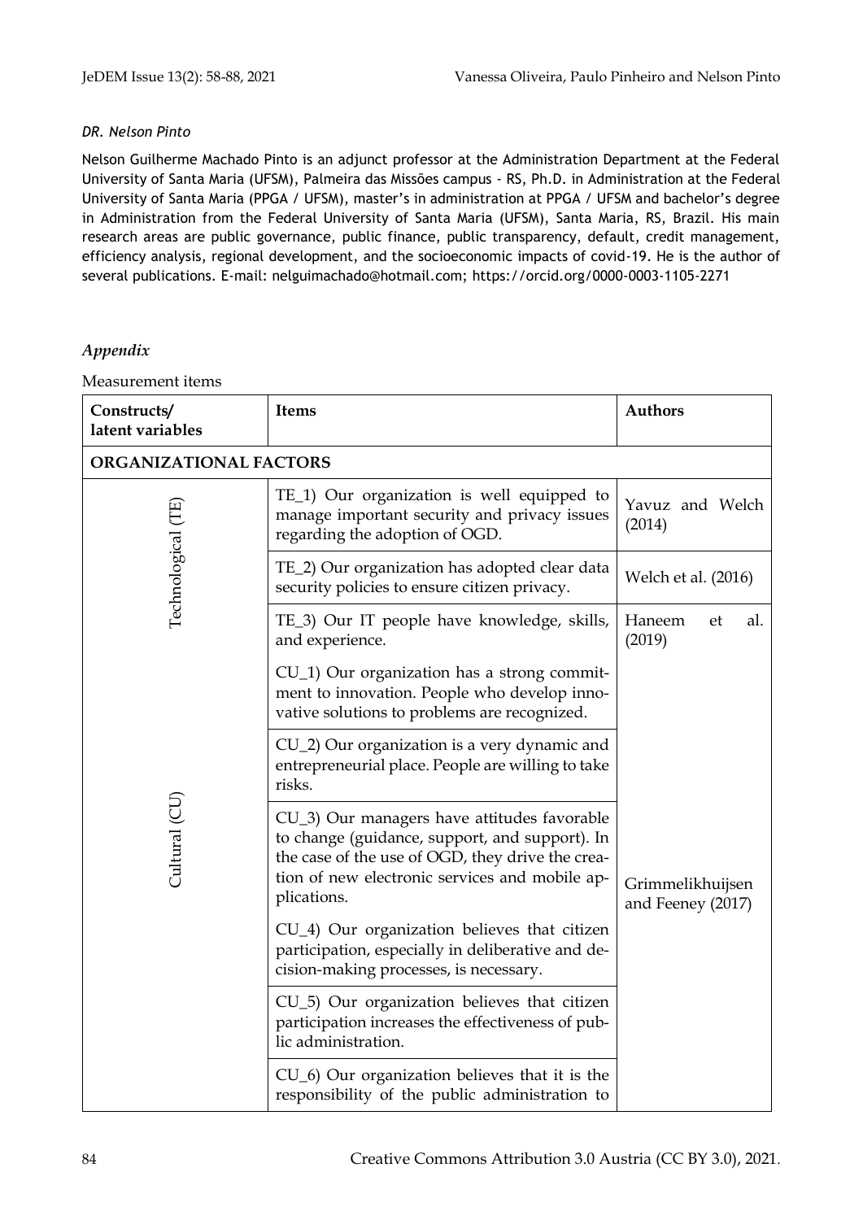*DR. Nelson Pinto*

Nelson Guilherme Machado Pinto is an adjunct professor at the Administration Department at the Federal University of Santa Maria (UFSM), Palmeira das Missões campus - RS, Ph.D. in Administration at the Federal University of Santa Maria (PPGA / UFSM), master's in administration at PPGA / UFSM and bachelor's degree in Administration from the Federal University of Santa Maria (UFSM), Santa Maria, RS, Brazil. His main research areas are public governance, public finance, public transparency, default, credit management, efficiency analysis, regional development, and the socioeconomic impacts of covid-19. He is the author of several publications. E-mail: nelguimachado@hotmail.com; https://orcid.org/0000-0003-1105-2271

## *Appendix*

Measurement items

| Constructs/ latent variables | Items | Authors |
|---|---|---|
| **ORGANIZATIONAL FACTORS** | | |
| Technological (TE) | TE_1) Our organization is well equipped to manage important security and privacy issues regarding the adoption of OGD. | Yavuz and Welch (2014) |
| | TE_2) Our organization has adopted clear data security policies to ensure citizen privacy. | Welch et al. (2016) |
| | TE_3) Our IT people have knowledge, skills, and experience. | Haneem et al. (2019) |
| Cultural (CU) | CU_1) Our organization has a strong commitment to innovation. People who develop innovative solutions to problems are recognized. | Grimmelikhuijsen and Feeney (2017) |
| | CU_2) Our organization is a very dynamic and entrepreneurial place. People are willing to take risks. | |
| | CU_3) Our managers have attitudes favorable to change (guidance, support, and support). In the case of the use of OGD, they drive the creation of new electronic services and mobile applications. | |
| | CU_4) Our organization believes that citizen participation, especially in deliberative and decision-making processes, is necessary. | |
| | CU_5) Our organization believes that citizen participation increases the effectiveness of public administration. | |
| | CU_6) Our organization believes that it is the responsibility of the public administration to | |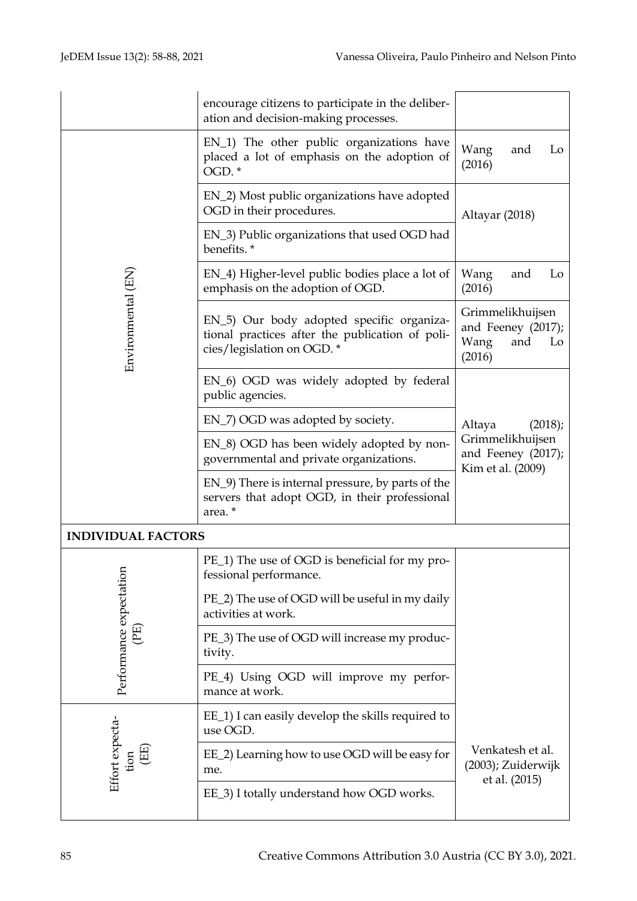| | | |
|---|---|---|
| | encourage citizens to participate in the deliberation and decision-making processes. | |
| Environmental (EN) | EN_1) The other public organizations have placed a lot of emphasis on the adoption of OGD. * | Wang and Lo (2016) |
| | EN_2) Most public organizations have adopted OGD in their procedures. | Altayar (2018) |
| | EN_3) Public organizations that used OGD had benefits. * | |
| | EN_4) Higher-level public bodies place a lot of emphasis on the adoption of OGD. | Wang and Lo (2016) |
| | EN_5) Our body adopted specific organizational practices after the publication of policies/legislation on OGD. * | Grimmelikhuijsen and Feeney (2017); Wang and Lo (2016) |
| | EN_6) OGD was widely adopted by federal public agencies. | Altaya (2018); Grimmelikhuijsen and Feeney (2017); Kim et al. (2009) |
| | EN_7) OGD was adopted by society. | |
| | EN_8) OGD has been widely adopted by non-governmental and private organizations. | |
| | EN_9) There is internal pressure, by parts of the servers that adopt OGD, in their professional area. * | |
| **INDIVIDUAL FACTORS** | | |
| Performance expectation (PE) | PE_1) The use of OGD is beneficial for my professional performance. | Venkatesh et al. (2003); Zuiderwijk et al. (2015) |
| | PE_2) The use of OGD will be useful in my daily activities at work. | |
| | PE_3) The use of OGD will increase my productivity. | |
| | PE_4) Using OGD will improve my performance at work. | |
| Effort expectation (EE) | EE_1) I can easily develop the skills required to use OGD. | |
| | EE_2) Learning how to use OGD will be easy for me. | |
| | EE_3) I totally understand how OGD works. | |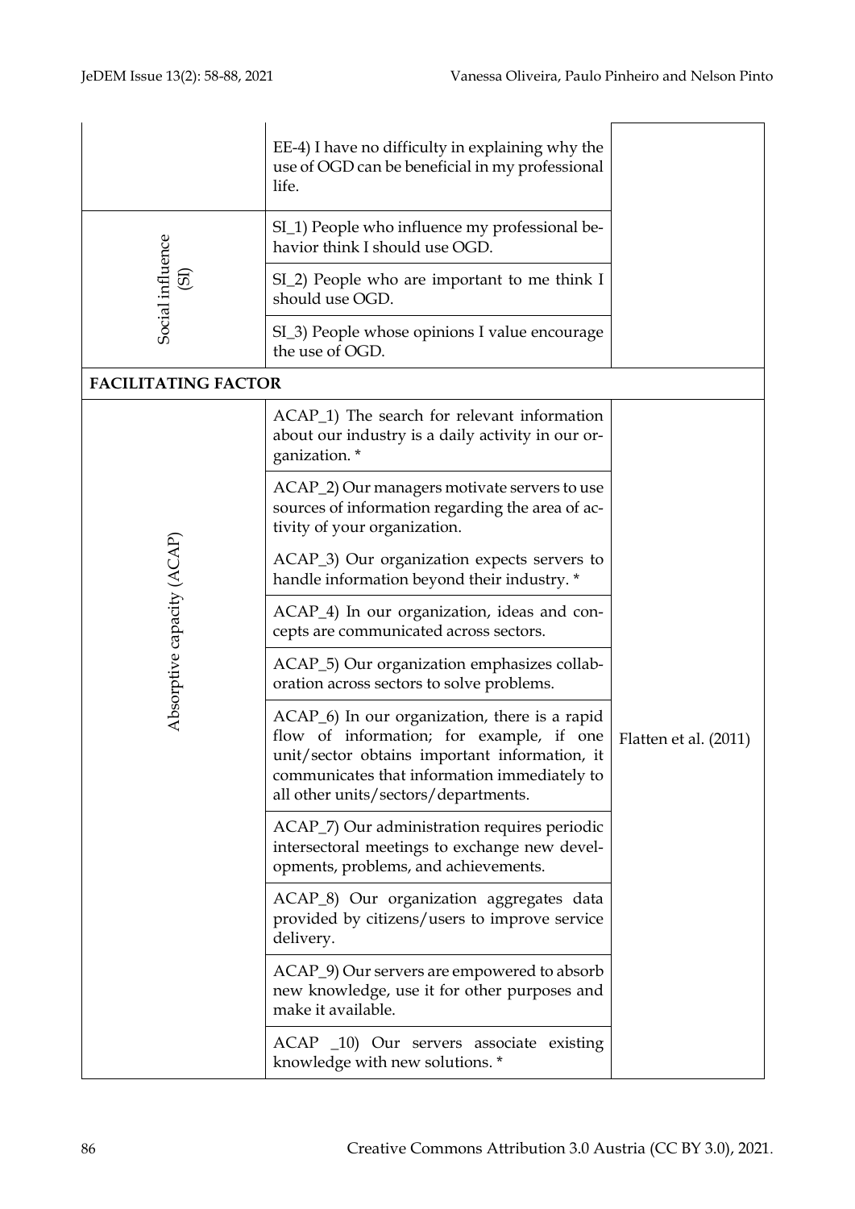| | | |
|---|---|---|
| | EE-4) I have no difficulty in explaining why the use of OGD can be beneficial in my professional life. | |
| Social influence (SI) | SI_1) People who influence my professional behavior think I should use OGD. | |
| | SI_2) People who are important to me think I should use OGD. | |
| | SI_3) People whose opinions I value encourage the use of OGD. | |
| **FACILITATING FACTOR** | | |
| Absorptive capacity (ACAP) | ACAP_1) The search for relevant information about our industry is a daily activity in our organization. * | Flatten et al. (2011) |
| | ACAP_2) Our managers motivate servers to use sources of information regarding the area of activity of your organization. | |
| | ACAP_3) Our organization expects servers to handle information beyond their industry. * | |
| | ACAP_4) In our organization, ideas and concepts are communicated across sectors. | |
| | ACAP_5) Our organization emphasizes collaboration across sectors to solve problems. | |
| | ACAP_6) In our organization, there is a rapid flow of information; for example, if one unit/sector obtains important information, it communicates that information immediately to all other units/sectors/departments. | |
| | ACAP_7) Our administration requires periodic intersectoral meetings to exchange new developments, problems, and achievements. | |
| | ACAP_8) Our organization aggregates data provided by citizens/users to improve service delivery. | |
| | ACAP_9) Our servers are empowered to absorb new knowledge, use it for other purposes and make it available. | |
| | ACAP _10) Our servers associate existing knowledge with new solutions. * | |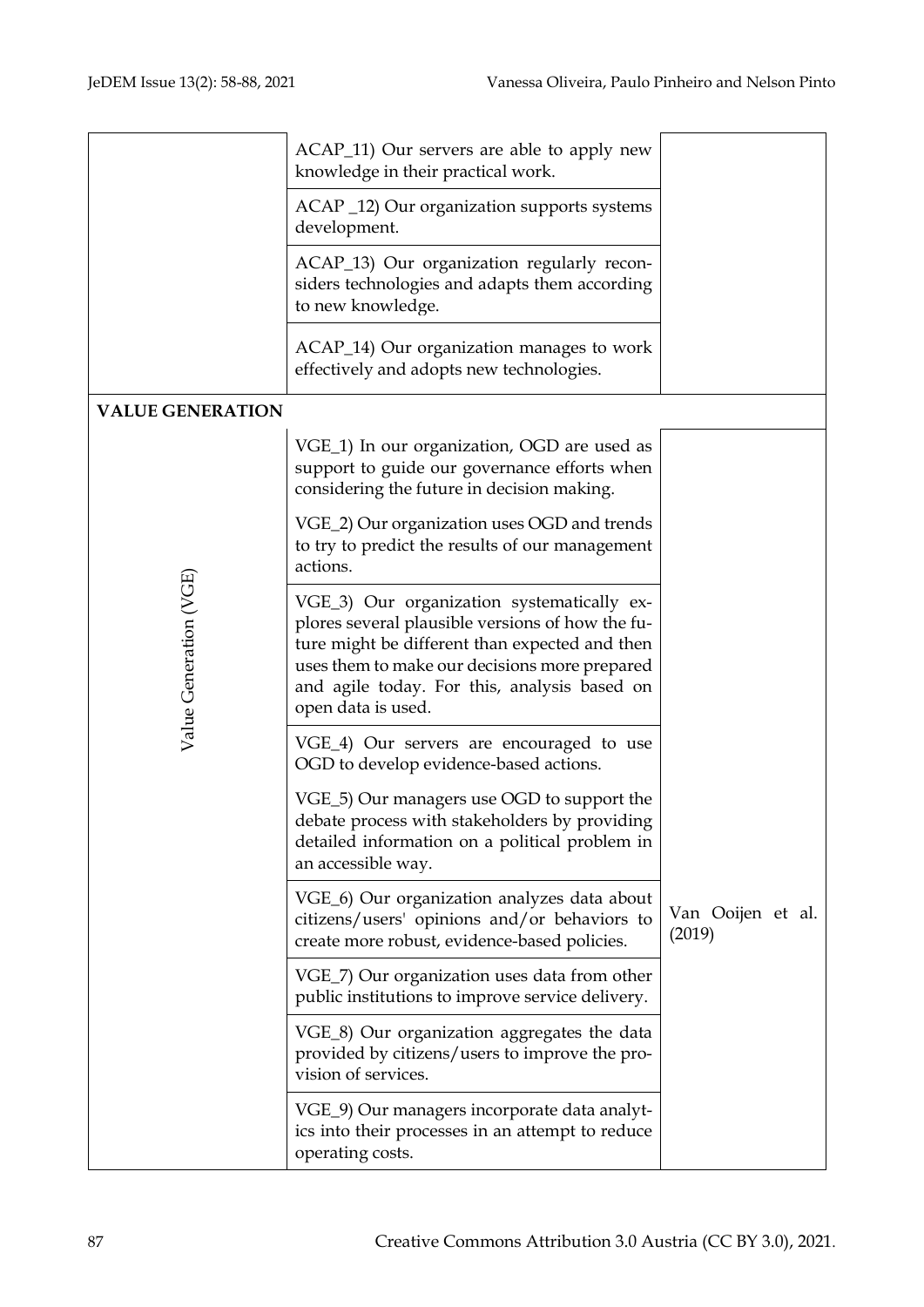| | | |
|---|---|---|
| | ACAP_11) Our servers are able to apply new knowledge in their practical work. | |
| | ACAP _12) Our organization supports systems development. | |
| | ACAP_13) Our organization regularly reconsiders technologies and adapts them according to new knowledge. | |
| | ACAP_14) Our organization manages to work effectively and adopts new technologies. | |
| **VALUE GENERATION** | | |
| Value Generation (VGE) | VGE_1) In our organization, OGD are used as support to guide our governance efforts when considering the future in decision making. | Van Ooijen et al. (2019) |
| | VGE_2) Our organization uses OGD and trends to try to predict the results of our management actions. | |
| | VGE_3) Our organization systematically explores several plausible versions of how the future might be different than expected and then uses them to make our decisions more prepared and agile today. For this, analysis based on open data is used. | |
| | VGE_4) Our servers are encouraged to use OGD to develop evidence-based actions. | |
| | VGE_5) Our managers use OGD to support the debate process with stakeholders by providing detailed information on a political problem in an accessible way. | |
| | VGE_6) Our organization analyzes data about citizens/users' opinions and/or behaviors to create more robust, evidence-based policies. | |
| | VGE_7) Our organization uses data from other public institutions to improve service delivery. | |
| | VGE_8) Our organization aggregates the data provided by citizens/users to improve the provision of services. | |
| | VGE_9) Our managers incorporate data analytics into their processes in an attempt to reduce operating costs. | |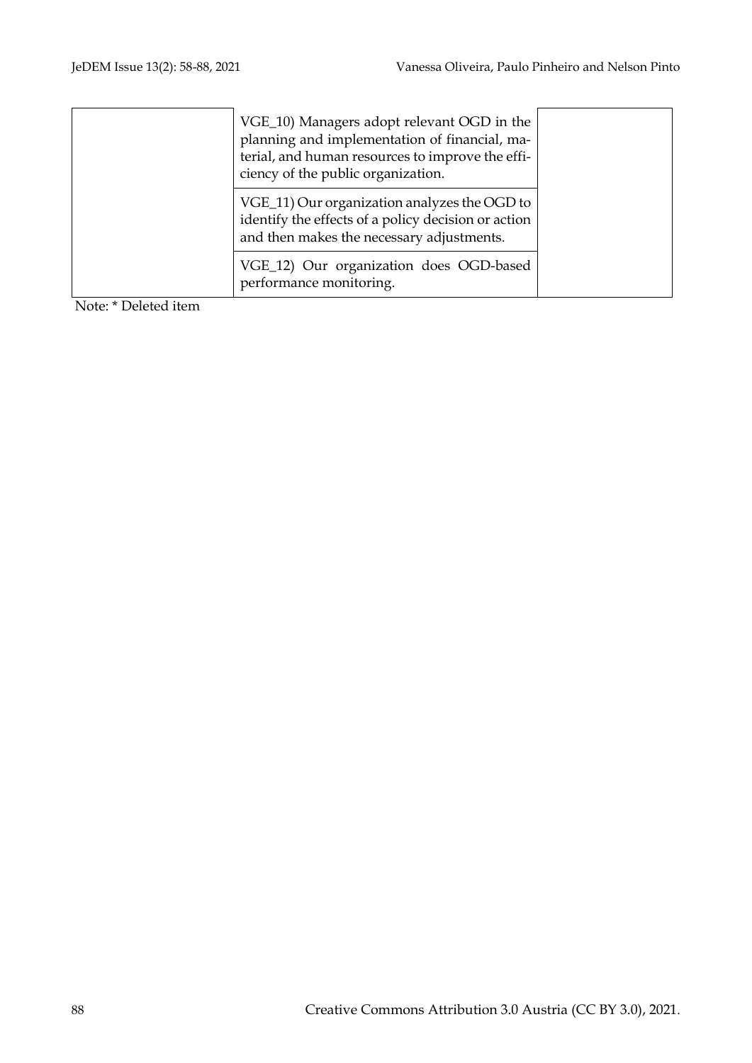| | | |
|---|---|---|
| | VGE_10) Managers adopt relevant OGD in the planning and implementation of financial, material, and human resources to improve the efficiency of the public organization. | |
| | VGE_11) Our organization analyzes the OGD to identify the effects of a policy decision or action and then makes the necessary adjustments. | |
| | VGE_12) Our organization does OGD-based performance monitoring. | |

Note: * Deleted item